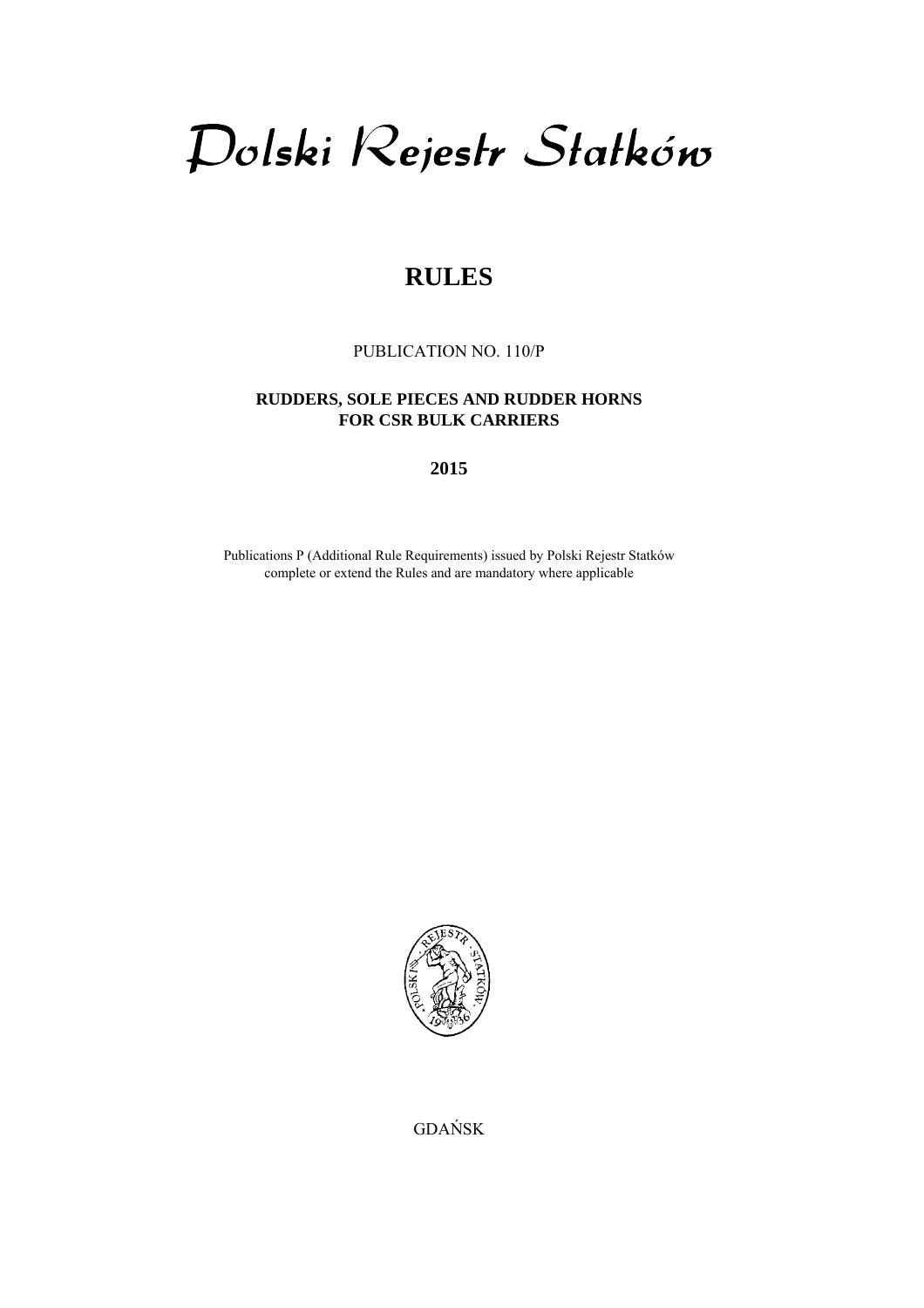# Polski Rejestr Statków

## RULES

PUBLICATION NO. 110/P

**RUDDERS, SOLE PIECES AND RUDDER HORNS FOR CSR BULK CARRIERS**

**2015**

Publications P (Additional Rule Requirements) issued by Polski Rejestr Statków complete or extend the Rules and are mandatory where applicable

GDAŃSK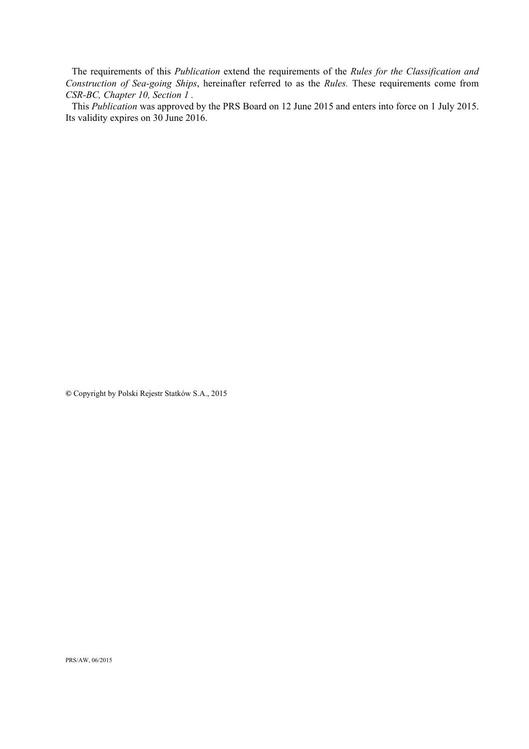The requirements of this *Publication* extend the requirements of the *Rules for the Classification and Construction of Sea-going Ships*, hereinafter referred to as the *Rules.* These requirements come from *CSR-BC, Chapter 10, Section 1* .

This *Publication* was approved by the PRS Board on 12 June 2015 and enters into force on 1 July 2015. Its validity expires on 30 June 2016.

© Copyright by Polski Rejestr Statków S.A., 2015

PRS/AW, 06/2015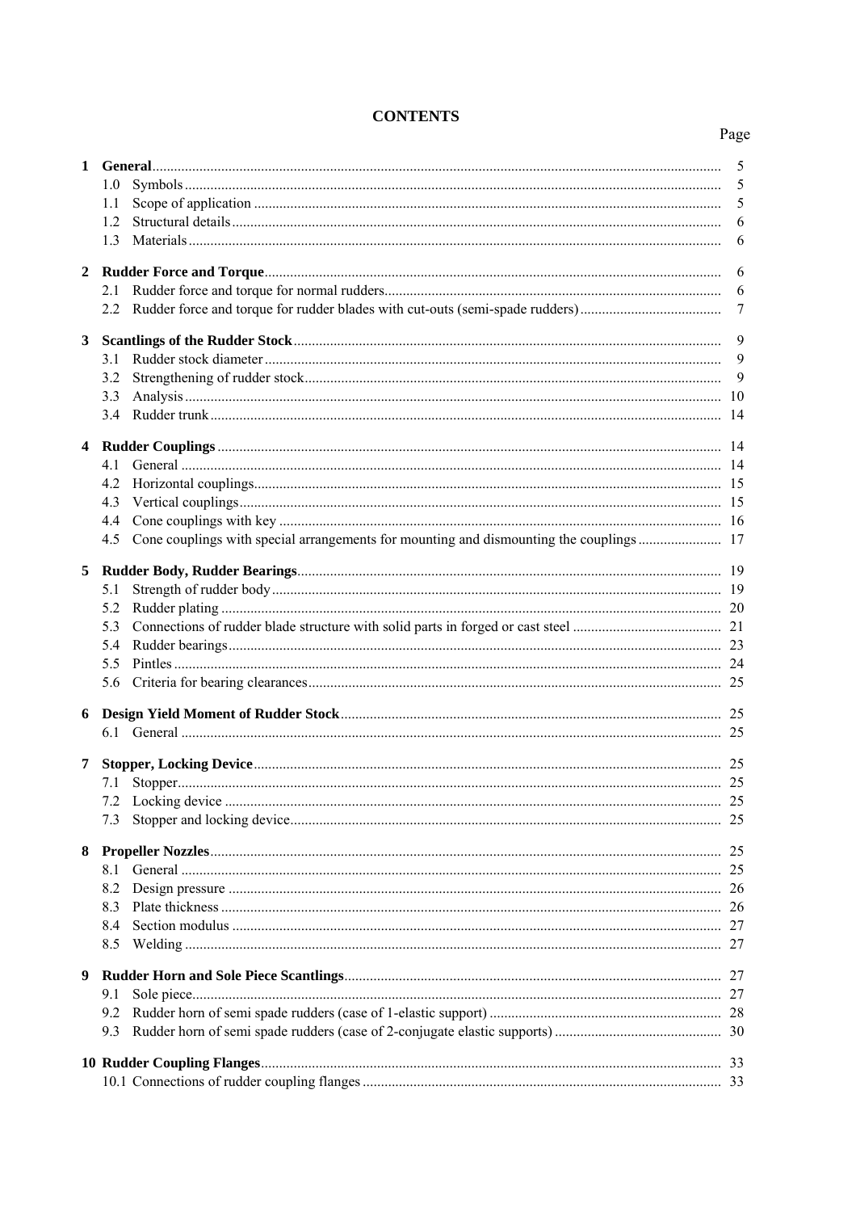# CONTENTS

| | | Page |
|---|---|---|
| **1** | **General** | 5 |
| | 1.0 Symbols | 5 |
| | 1.1 Scope of application | 5 |
| | 1.2 Structural details | 6 |
| | 1.3 Materials | 6 |
| **2** | **Rudder Force and Torque** | 6 |
| | 2.1 Rudder force and torque for normal rudders | 6 |
| | 2.2 Rudder force and torque for rudder blades with cut-outs (semi-spade rudders) | 7 |
| **3** | **Scantlings of the Rudder Stock** | 9 |
| | 3.1 Rudder stock diameter | 9 |
| | 3.2 Strengthening of rudder stock | 9 |
| | 3.3 Analysis | 10 |
| | 3.4 Rudder trunk | 14 |
| **4** | **Rudder Couplings** | 14 |
| | 4.1 General | 14 |
| | 4.2 Horizontal couplings | 15 |
| | 4.3 Vertical couplings | 15 |
| | 4.4 Cone couplings with key | 16 |
| | 4.5 Cone couplings with special arrangements for mounting and dismounting the couplings | 17 |
| **5** | **Rudder Body, Rudder Bearings** | 19 |
| | 5.1 Strength of rudder body | 19 |
| | 5.2 Rudder plating | 20 |
| | 5.3 Connections of rudder blade structure with solid parts in forged or cast steel | 21 |
| | 5.4 Rudder bearings | 23 |
| | 5.5 Pintles | 24 |
| | 5.6 Criteria for bearing clearances | 25 |
| **6** | **Design Yield Moment of Rudder Stock** | 25 |
| | 6.1 General | 25 |
| **7** | **Stopper, Locking Device** | 25 |
| | 7.1 Stopper | 25 |
| | 7.2 Locking device | 25 |
| | 7.3 Stopper and locking device | 25 |
| **8** | **Propeller Nozzles** | 25 |
| | 8.1 General | 25 |
| | 8.2 Design pressure | 26 |
| | 8.3 Plate thickness | 26 |
| | 8.4 Section modulus | 27 |
| | 8.5 Welding | 27 |
| **9** | **Rudder Horn and Sole Piece Scantlings** | 27 |
| | 9.1 Sole piece | 27 |
| | 9.2 Rudder horn of semi spade rudders (case of 1-elastic support) | 28 |
| | 9.3 Rudder horn of semi spade rudders (case of 2-conjugate elastic supports) | 30 |
| **10** | **Rudder Coupling Flanges** | 33 |
| | 10.1 Connections of rudder coupling flanges | 33 |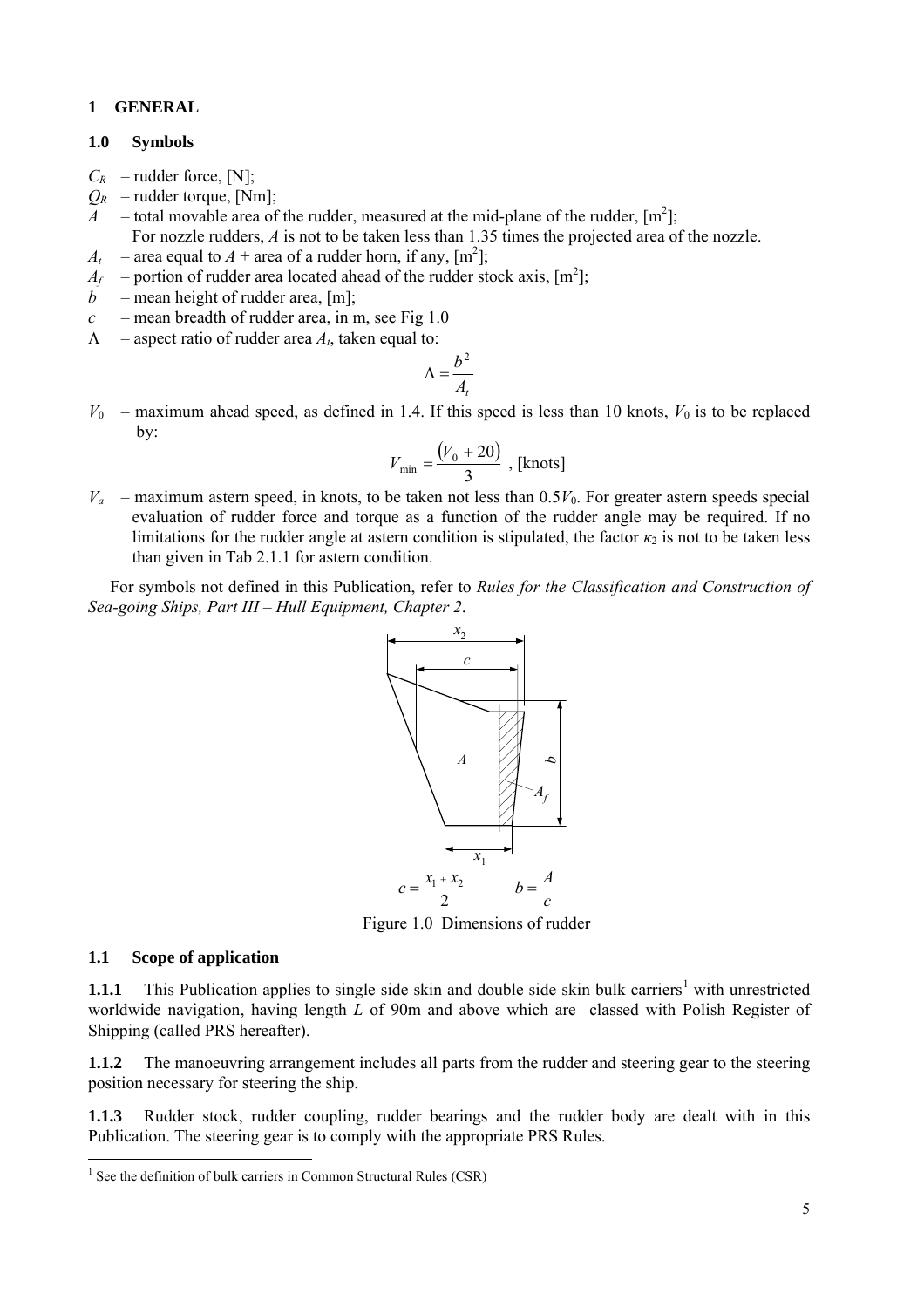# 1 GENERAL

## 1.0 Symbols

$C_R$ – rudder force, [N];

$Q_R$ – rudder torque, [Nm];

$A$ – total movable area of the rudder, measured at the mid-plane of the rudder, [m$^2$];
For nozzle rudders, $A$ is not to be taken less than 1.35 times the projected area of the nozzle.

$A_t$ – area equal to $A$ + area of a rudder horn, if any, [m$^2$];

$A_f$ – portion of rudder area located ahead of the rudder stock axis, [m$^2$];

$b$ – mean height of rudder area, [m];

$c$ – mean breadth of rudder area, in m, see Fig 1.0

$\Lambda$ – aspect ratio of rudder area $A_t$, taken equal to:

$$\Lambda = \frac{b^2}{A_t}$$

$V_0$ – maximum ahead speed, as defined in 1.4. If this speed is less than 10 knots, $V_0$ is to be replaced by:

$$V_{\min} = \frac{(V_0 + 20)}{3}\ \text{, [knots]}$$

$V_a$ – maximum astern speed, in knots, to be taken not less than $0.5V_0$. For greater astern speeds special evaluation of rudder force and torque as a function of the rudder angle may be required. If no limitations for the rudder angle at astern condition is stipulated, the factor $\kappa_2$ is not to be taken less than given in Tab 2.1.1 for astern condition.

For symbols not defined in this Publication, refer to *Rules for the Classification and Construction of Sea-going Ships, Part III – Hull Equipment, Chapter 2*.

$$c = \frac{x_1 + x_2}{2} \qquad b = \frac{A}{c}$$

Figure 1.0 Dimensions of rudder

## 1.1 Scope of application

**1.1.1** This Publication applies to single side skin and double side skin bulk carriers[1] with unrestricted worldwide navigation, having length $L$ of 90m and above which are classed with Polish Register of Shipping (called PRS hereafter).

**1.1.2** The manoeuvring arrangement includes all parts from the rudder and steering gear to the steering position necessary for steering the ship.

**1.1.3** Rudder stock, rudder coupling, rudder bearings and the rudder body are dealt with in this Publication. The steering gear is to comply with the appropriate PRS Rules.

[1] See the definition of bulk carriers in Common Structural Rules (CSR)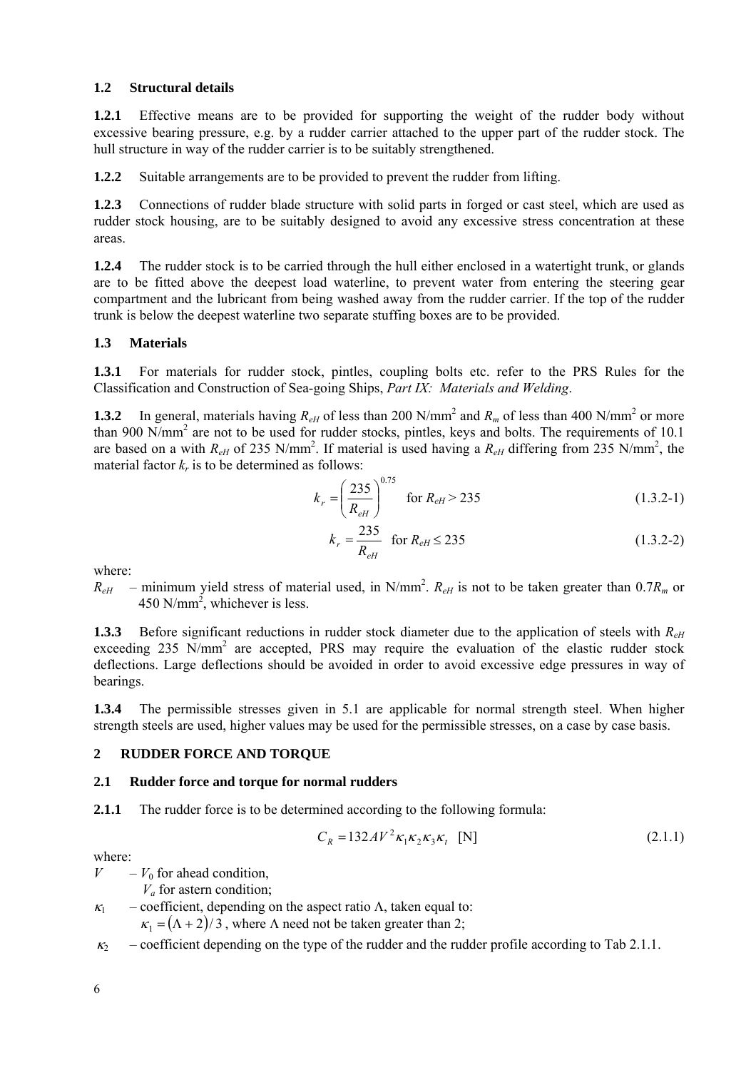### 1.2 Structural details

**1.2.1** Effective means are to be provided for supporting the weight of the rudder body without excessive bearing pressure, e.g. by a rudder carrier attached to the upper part of the rudder stock. The hull structure in way of the rudder carrier is to be suitably strengthened.

**1.2.2** Suitable arrangements are to be provided to prevent the rudder from lifting.

**1.2.3** Connections of rudder blade structure with solid parts in forged or cast steel, which are used as rudder stock housing, are to be suitably designed to avoid any excessive stress concentration at these areas.

**1.2.4** The rudder stock is to be carried through the hull either enclosed in a watertight trunk, or glands are to be fitted above the deepest load waterline, to prevent water from entering the steering gear compartment and the lubricant from being washed away from the rudder carrier. If the top of the rudder trunk is below the deepest waterline two separate stuffing boxes are to be provided.

### 1.3 Materials

**1.3.1** For materials for rudder stock, pintles, coupling bolts etc. refer to the PRS Rules for the Classification and Construction of Sea-going Ships, *Part IX: Materials and Welding*.

**1.3.2** In general, materials having $R_{eH}$ of less than 200 N/mm$^2$ and $R_m$ of less than 400 N/mm$^2$ or more than 900 N/mm$^2$ are not to be used for rudder stocks, pintles, keys and bolts. The requirements of 10.1 are based on a with $R_{eH}$ of 235 N/mm$^2$. If material is used having a $R_{eH}$ differing from 235 N/mm$^2$, the material factor $k_r$ is to be determined as follows:

$$k_r = \left(\frac{235}{R_{eH}}\right)^{0.75} \quad \text{for } R_{eH} > 235 \qquad (1.3.2\text{-}1)$$

$$k_r = \frac{235}{R_{eH}} \quad \text{for } R_{eH} \le 235 \qquad (1.3.2\text{-}2)$$

where:

$R_{eH}$ – minimum yield stress of material used, in N/mm$^2$. $R_{eH}$ is not to be taken greater than $0.7R_m$ or 450 N/mm$^2$, whichever is less.

**1.3.3** Before significant reductions in rudder stock diameter due to the application of steels with $R_{eH}$ exceeding 235 N/mm$^2$ are accepted, PRS may require the evaluation of the elastic rudder stock deflections. Large deflections should be avoided in order to avoid excessive edge pressures in way of bearings.

**1.3.4** The permissible stresses given in 5.1 are applicable for normal strength steel. When higher strength steels are used, higher values may be used for the permissible stresses, on a case by case basis.

## 2 RUDDER FORCE AND TORQUE

### 2.1 Rudder force and torque for normal rudders

**2.1.1** The rudder force is to be determined according to the following formula:

$$C_R = 132AV^2\kappa_1\kappa_2\kappa_3\kappa_t \quad \text{[N]} \qquad (2.1.1)$$

where:

$V$ – $V_0$ for ahead condition,
$V_a$ for astern condition;

$\kappa_1$ – coefficient, depending on the aspect ratio $\Lambda$, taken equal to:
$\kappa_1 = (\Lambda + 2)/3$, where $\Lambda$ need not be taken greater than 2;

$\kappa_2$ – coefficient depending on the type of the rudder and the rudder profile according to Tab 2.1.1.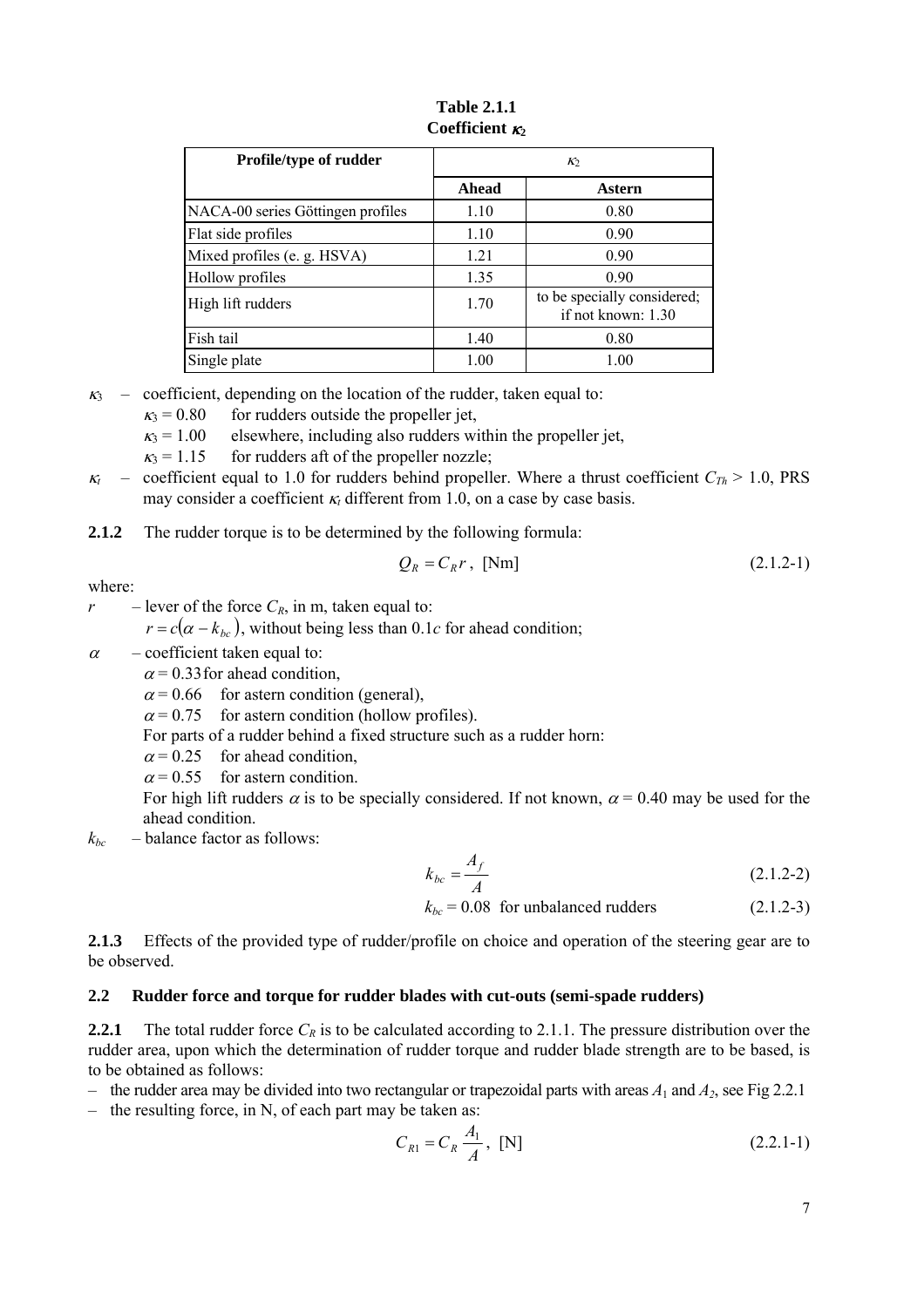**Table 2.1.1**
**Coefficient $\kappa_2$**

| Profile/type of rudder | $\kappa_2$ | |
|---|---|---|
| | **Ahead** | **Astern** |
| NACA-00 series Göttingen profiles | 1.10 | 0.80 |
| Flat side profiles | 1.10 | 0.90 |
| Mixed profiles (e. g. HSVA) | 1.21 | 0.90 |
| Hollow profiles | 1.35 | 0.90 |
| High lift rudders | 1.70 | to be specially considered; if not known: 1.30 |
| Fish tail | 1.40 | 0.80 |
| Single plate | 1.00 | 1.00 |

$\kappa_3$ – coefficient, depending on the location of the rudder, taken equal to:
- $\kappa_3 = 0.80$ for rudders outside the propeller jet,
- $\kappa_3 = 1.00$ elsewhere, including also rudders within the propeller jet,
- $\kappa_3 = 1.15$ for rudders aft of the propeller nozzle;

$\kappa_t$ – coefficient equal to 1.0 for rudders behind propeller. Where a thrust coefficient $C_{Th} > 1.0$, PRS may consider a coefficient $\kappa_t$ different from 1.0, on a case by case basis.

**2.1.2** The rudder torque is to be determined by the following formula:

$$Q_R = C_R r, \text{ [Nm]} \tag{2.1.2-1}$$

where:

$r$ – lever of the force $C_R$, in m, taken equal to:
$r = c(\alpha - k_{bc})$, without being less than $0.1c$ for ahead condition;

$\alpha$ – coefficient taken equal to:
- $\alpha = 0.33$ for ahead condition,
- $\alpha = 0.66$ for astern condition (general),
- $\alpha = 0.75$ for astern condition (hollow profiles).

For parts of a rudder behind a fixed structure such as a rudder horn:
- $\alpha = 0.25$ for ahead condition,
- $\alpha = 0.55$ for astern condition.

For high lift rudders $\alpha$ is to be specially considered. If not known, $\alpha = 0.40$ may be used for the ahead condition.

$k_{bc}$ – balance factor as follows:

$$k_{bc} = \frac{A_f}{A} \tag{2.1.2-2}$$

$$k_{bc} = 0.08 \text{ for unbalanced rudders} \tag{2.1.2-3}$$

**2.1.3** Effects of the provided type of rudder/profile on choice and operation of the steering gear are to be observed.

## 2.2 Rudder force and torque for rudder blades with cut-outs (semi-spade rudders)

**2.2.1** The total rudder force $C_R$ is to be calculated according to 2.1.1. The pressure distribution over the rudder area, upon which the determination of rudder torque and rudder blade strength are to be based, is to be obtained as follows:

- the rudder area may be divided into two rectangular or trapezoidal parts with areas $A_1$ and $A_2$, see Fig 2.2.1
- the resulting force, in N, of each part may be taken as:

$$C_{R1} = C_R \frac{A_1}{A}, \text{ [N]} \tag{2.2.1-1}$$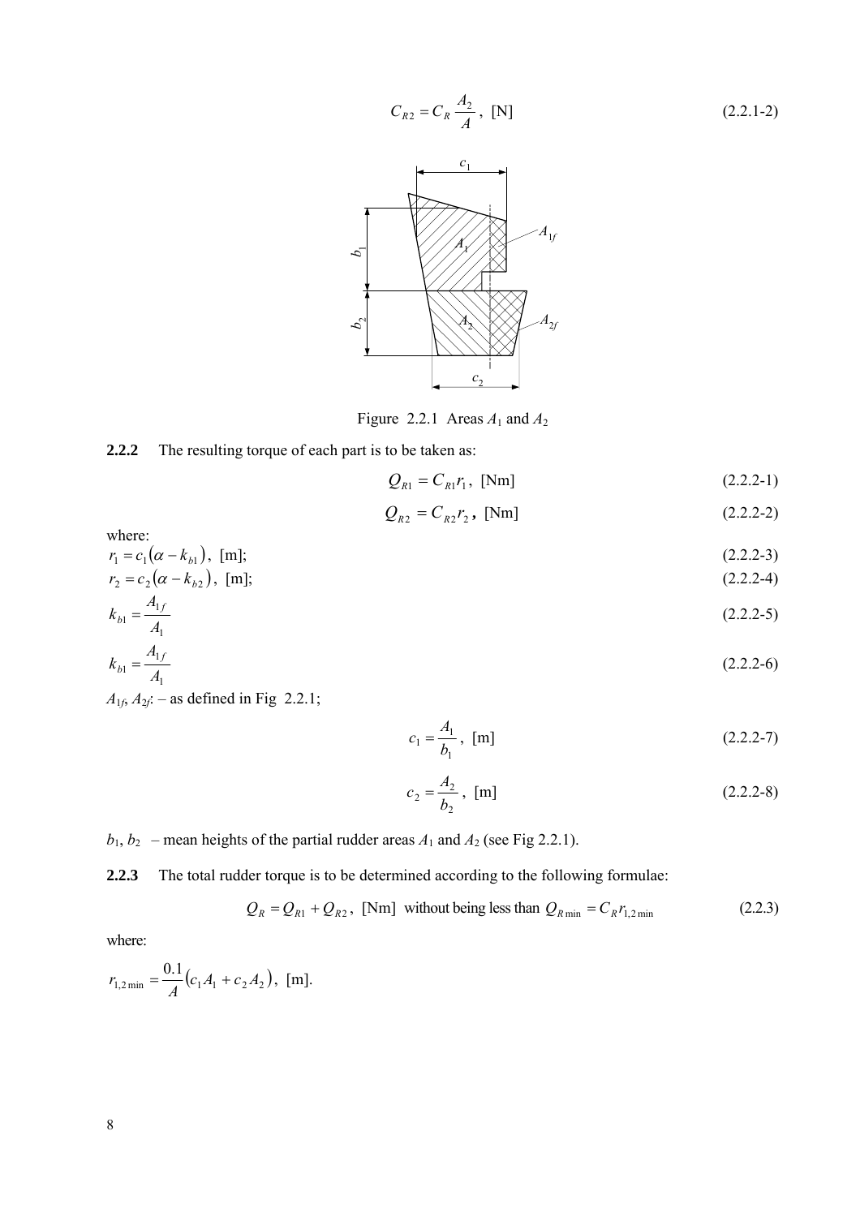$$C_{R2} = C_R \frac{A_2}{A}, \text{ [N]} \tag{2.2.1-2}$$

Figure 2.2.1 Areas $A_1$ and $A_2$

**2.2.2** The resulting torque of each part is to be taken as:

$$Q_{R1} = C_{R1} r_1, \text{ [Nm]} \tag{2.2.2-1}$$

$$Q_{R2} = C_{R2} r_2, \text{ [Nm]} \tag{2.2.2-2}$$

where:

$r_1 = c_1(\alpha - k_{b1})$, [m]; (2.2.2-3)

$r_2 = c_2(\alpha - k_{b2})$, [m]; (2.2.2-4)

$k_{b1} = \dfrac{A_{1f}}{A_1}$ (2.2.2-5)

$k_{b1} = \dfrac{A_{1f}}{A_1}$ (2.2.2-6)

$A_{1f}$, $A_{2f}$: – as defined in Fig 2.2.1;

$$c_1 = \frac{A_1}{b_1}, \text{ [m]} \tag{2.2.2-7}$$

$$c_2 = \frac{A_2}{b_2}, \text{ [m]} \tag{2.2.2-8}$$

$b_1$, $b_2$ – mean heights of the partial rudder areas $A_1$ and $A_2$ (see Fig 2.2.1).

**2.2.3** The total rudder torque is to be determined according to the following formulae:

$$Q_R = Q_{R1} + Q_{R2}, \text{ [Nm] without being less than } Q_{R\min} = C_R r_{1,2\min} \tag{2.2.3}$$

where:

$r_{1,2\min} = \dfrac{0.1}{A}(c_1 A_1 + c_2 A_2)$, [m].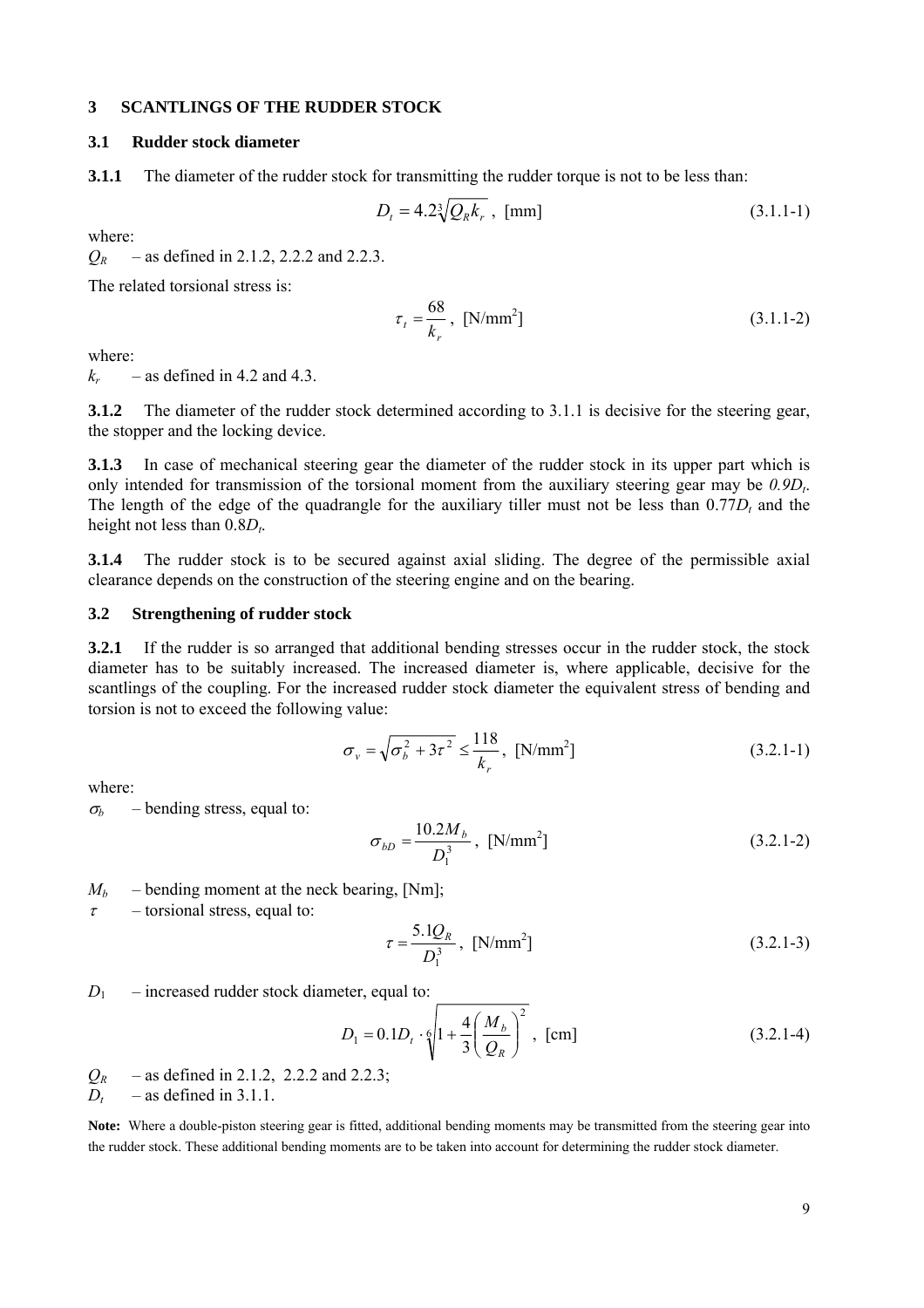## 3 SCANTLINGS OF THE RUDDER STOCK

### 3.1 Rudder stock diameter

**3.1.1** The diameter of the rudder stock for transmitting the rudder torque is not to be less than:

$$D_t = 4.2\sqrt[3]{Q_R k_r}\ , \ \text{[mm]} \tag{3.1.1-1}$$

where:

$Q_R$ – as defined in 2.1.2, 2.2.2 and 2.2.3.

The related torsional stress is:

$$\tau_t = \frac{68}{k_r}\ , \ \text{[N/mm}^2\text{]} \tag{3.1.1-2}$$

where:

$k_r$ – as defined in 4.2 and 4.3.

**3.1.2** The diameter of the rudder stock determined according to 3.1.1 is decisive for the steering gear, the stopper and the locking device.

**3.1.3** In case of mechanical steering gear the diameter of the rudder stock in its upper part which is only intended for transmission of the torsional moment from the auxiliary steering gear may be $0.9D_t$. The length of the edge of the quadrangle for the auxiliary tiller must not be less than $0.77D_t$ and the height not less than $0.8D_t$.

**3.1.4** The rudder stock is to be secured against axial sliding. The degree of the permissible axial clearance depends on the construction of the steering engine and on the bearing.

### 3.2 Strengthening of rudder stock

**3.2.1** If the rudder is so arranged that additional bending stresses occur in the rudder stock, the stock diameter has to be suitably increased. The increased diameter is, where applicable, decisive for the scantlings of the coupling. For the increased rudder stock diameter the equivalent stress of bending and torsion is not to exceed the following value:

$$\sigma_v = \sqrt{\sigma_b^2 + 3\tau^2} \le \frac{118}{k_r}\ , \ \text{[N/mm}^2\text{]} \tag{3.2.1-1}$$

where:

$\sigma_b$ – bending stress, equal to:

$$\sigma_{bD} = \frac{10.2 M_b}{D_1^3}\ , \ \text{[N/mm}^2\text{]} \tag{3.2.1-2}$$

$M_b$ – bending moment at the neck bearing, [Nm];

$\tau$ – torsional stress, equal to:

$$\tau = \frac{5.1 Q_R}{D_1^3}\ , \ \text{[N/mm}^2\text{]} \tag{3.2.1-3}$$

$D_1$ – increased rudder stock diameter, equal to:

$$D_1 = 0.1 D_t \cdot \sqrt[6]{1 + \frac{4}{3}\left(\frac{M_b}{Q_R}\right)^2}\ , \ \text{[cm]} \tag{3.2.1-4}$$

$Q_R$ – as defined in 2.1.2, 2.2.2 and 2.2.3;

$D_t$ – as defined in 3.1.1.

**Note:** Where a double-piston steering gear is fitted, additional bending moments may be transmitted from the steering gear into the rudder stock. These additional bending moments are to be taken into account for determining the rudder stock diameter.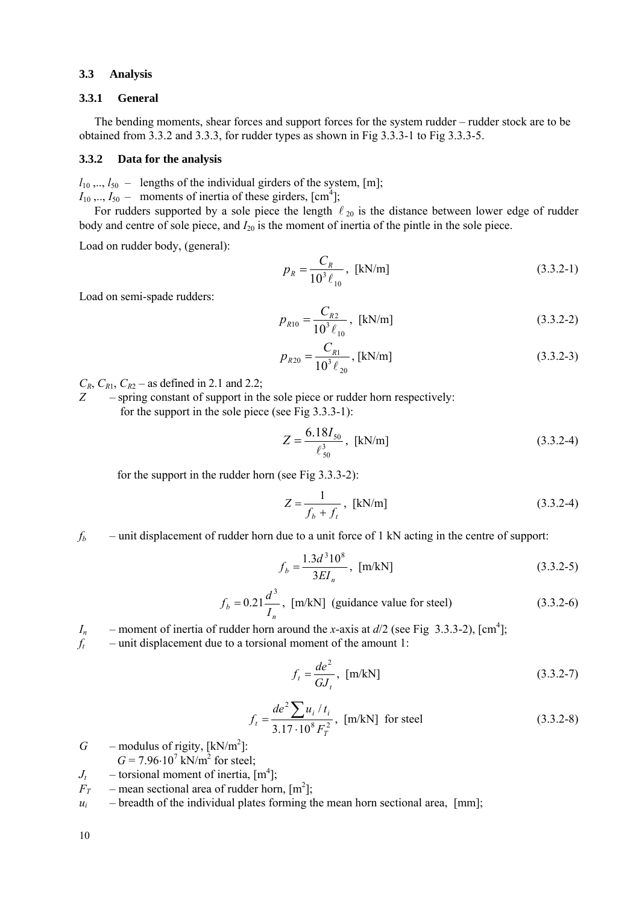### 3.3 Analysis

#### 3.3.1 General

The bending moments, shear forces and support forces for the system rudder – rudder stock are to be obtained from 3.3.2 and 3.3.3, for rudder types as shown in Fig 3.3.3-1 to Fig 3.3.3-5.

#### 3.3.2 Data for the analysis

$l_{10}$ ,.., $l_{50}$ – lengths of the individual girders of the system, [m];
$I_{10}$ ,.., $I_{50}$ – moments of inertia of these girders, [cm$^4$];

For rudders supported by a sole piece the length $\ell_{20}$ is the distance between lower edge of rudder body and centre of sole piece, and $I_{20}$ is the moment of inertia of the pintle in the sole piece.

Load on rudder body, (general):

$$p_R = \frac{C_R}{10^3 \ell_{10}}, \text{ [kN/m]} \tag{3.3.2-1}$$

Load on semi-spade rudders:

$$p_{R10} = \frac{C_{R2}}{10^3 \ell_{10}}, \text{ [kN/m]} \tag{3.3.2-2}$$

$$p_{R20} = \frac{C_{R1}}{10^3 \ell_{20}}, \text{ [kN/m]} \tag{3.3.2-3}$$

$C_R$, $C_{R1}$, $C_{R2}$ – as defined in 2.1 and 2.2;

$Z$ – spring constant of support in the sole piece or rudder horn respectively:

for the support in the sole piece (see Fig 3.3.3-1):

$$Z = \frac{6.18 I_{50}}{\ell_{50}^3}, \text{ [kN/m]} \tag{3.3.2-4}$$

for the support in the rudder horn (see Fig 3.3.3-2):

$$Z = \frac{1}{f_b + f_t}, \text{ [kN/m]} \tag{3.3.2-4}$$

$f_b$ – unit displacement of rudder horn due to a unit force of 1 kN acting in the centre of support:

$$f_b = \frac{1.3 d^3 10^8}{3 E I_n}, \text{ [m/kN]} \tag{3.3.2-5}$$

$$f_b = 0.21 \frac{d^3}{I_n}, \text{ [m/kN] (guidance value for steel)} \tag{3.3.2-6}$$

$I_n$ – moment of inertia of rudder horn around the $x$-axis at $d/2$ (see Fig 3.3.3-2), [cm$^4$];

$f_t$ – unit displacement due to a torsional moment of the amount 1:

$$f_t = \frac{d e^2}{G J_t}, \text{ [m/kN]} \tag{3.3.2-7}$$

$$f_t = \frac{d e^2 \sum u_i / t_i}{3.17 \cdot 10^8 F_T^2}, \text{ [m/kN] for steel} \tag{3.3.2-8}$$

$G$ – modulus of rigity, [kN/m$^2$]:
$G = 7.96 \cdot 10^7$ kN/m$^2$ for steel;

$J_t$ – torsional moment of inertia, [m$^4$];

$F_T$ – mean sectional area of rudder horn, [m$^2$];

$u_i$ – breadth of the individual plates forming the mean horn sectional area, [mm];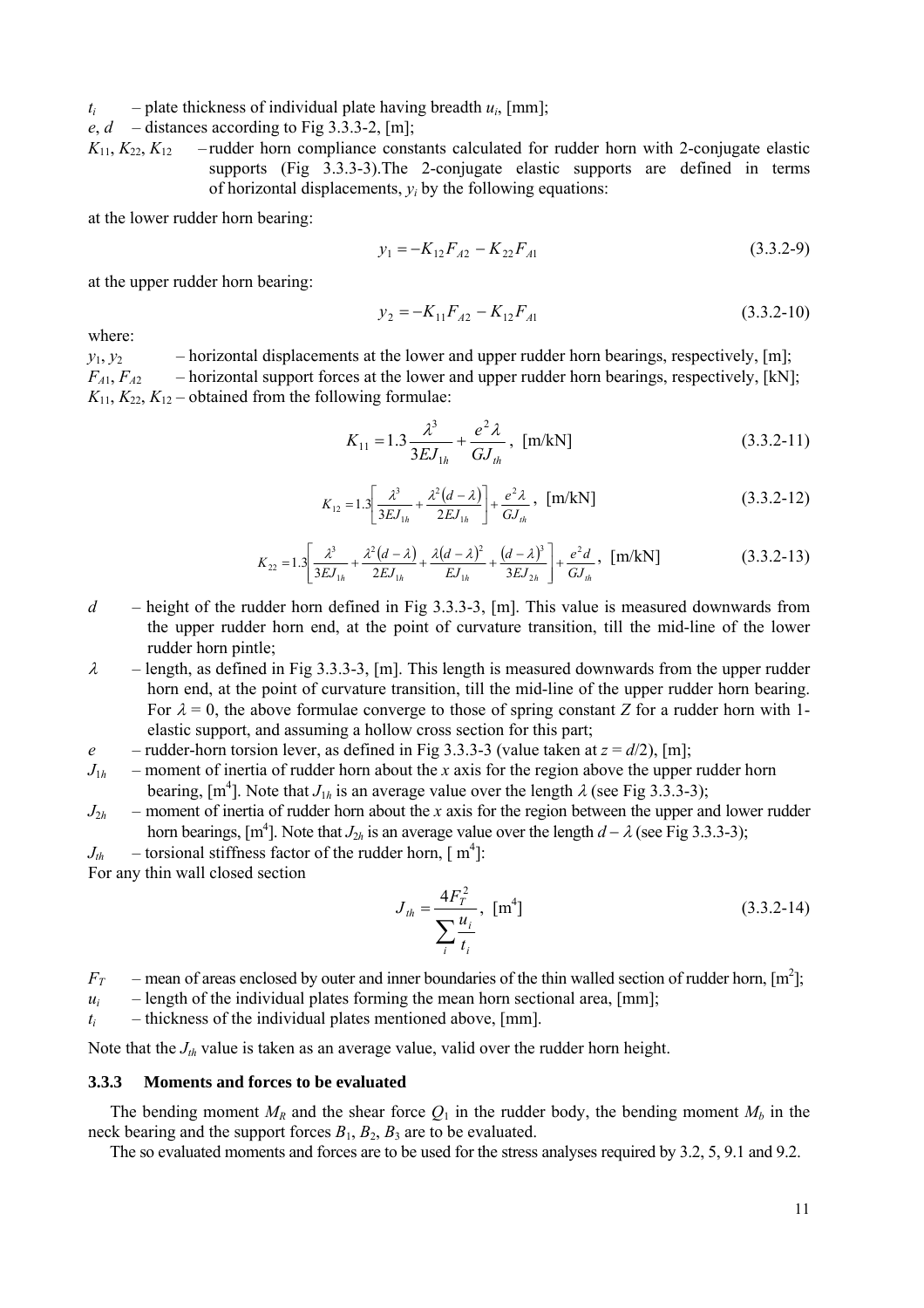$t_i$ – plate thickness of individual plate having breadth $u_i$, [mm];

$e$, $d$ – distances according to Fig 3.3.3-2, [m];

$K_{11}$, $K_{22}$, $K_{12}$ – rudder horn compliance constants calculated for rudder horn with 2-conjugate elastic supports (Fig 3.3.3-3). The 2-conjugate elastic supports are defined in terms of horizontal displacements, $y_i$ by the following equations:

at the lower rudder horn bearing:

$$y_1 = -K_{12} F_{A2} - K_{22} F_{A1} \tag{3.3.2-9}$$

at the upper rudder horn bearing:

$$y_2 = -K_{11} F_{A2} - K_{12} F_{A1} \tag{3.3.2-10}$$

where:

$y_1$, $y_2$ – horizontal displacements at the lower and upper rudder horn bearings, respectively, [m];

$F_{A1}$, $F_{A2}$ – horizontal support forces at the lower and upper rudder horn bearings, respectively, [kN];

$K_{11}$, $K_{22}$, $K_{12}$ – obtained from the following formulae:

$$K_{11} = 1.3 \frac{\lambda^3}{3EJ_{1h}} + \frac{e^2 \lambda}{GJ_{th}}, \text{ [m/kN]} \tag{3.3.2-11}$$

$$K_{12} = 1.3 \left[ \frac{\lambda^3}{3EJ_{1h}} + \frac{\lambda^2 (d - \lambda)}{2EJ_{1h}} \right] + \frac{e^2 \lambda}{GJ_{th}}, \text{ [m/kN]} \tag{3.3.2-12}$$

$$K_{22} = 1.3 \left[ \frac{\lambda^3}{3EJ_{1h}} + \frac{\lambda^2 (d - \lambda)}{2EJ_{1h}} + \frac{\lambda (d - \lambda)^2}{EJ_{1h}} + \frac{(d - \lambda)^3}{3EJ_{2h}} \right] + \frac{e^2 d}{GJ_{th}}, \text{ [m/kN]} \tag{3.3.2-13}$$

$d$ – height of the rudder horn defined in Fig 3.3.3-3, [m]. This value is measured downwards from the upper rudder horn end, at the point of curvature transition, till the mid-line of the lower rudder horn pintle;

$\lambda$ – length, as defined in Fig 3.3.3-3, [m]. This length is measured downwards from the upper rudder horn end, at the point of curvature transition, till the mid-line of the upper rudder horn bearing. For $\lambda = 0$, the above formulae converge to those of spring constant $Z$ for a rudder horn with 1-elastic support, and assuming a hollow cross section for this part;

$e$ – rudder-horn torsion lever, as defined in Fig 3.3.3-3 (value taken at $z = d/2$), [m];

$J_{1h}$ – moment of inertia of rudder horn about the $x$ axis for the region above the upper rudder horn bearing, [m$^4$]. Note that $J_{1h}$ is an average value over the length $\lambda$ (see Fig 3.3.3-3);

$J_{2h}$ – moment of inertia of rudder horn about the $x$ axis for the region between the upper and lower rudder horn bearings, [m$^4$]. Note that $J_{2h}$ is an average value over the length $d - \lambda$ (see Fig 3.3.3-3);

$J_{th}$ – torsional stiffness factor of the rudder horn, [m$^4$]:

For any thin wall closed section

$$J_{th} = \frac{4F_T^2}{\sum_i \frac{u_i}{t_i}}, \text{ [m}^4\text{]} \tag{3.3.2-14}$$

$F_T$ – mean of areas enclosed by outer and inner boundaries of the thin walled section of rudder horn, [m$^2$];

$u_i$ – length of the individual plates forming the mean horn sectional area, [mm];

$t_i$ – thickness of the individual plates mentioned above, [mm].

Note that the $J_{th}$ value is taken as an average value, valid over the rudder horn height.

### 3.3.3 Moments and forces to be evaluated

The bending moment $M_R$ and the shear force $Q_1$ in the rudder body, the bending moment $M_b$ in the neck bearing and the support forces $B_1$, $B_2$, $B_3$ are to be evaluated.

The so evaluated moments and forces are to be used for the stress analyses required by 3.2, 5, 9.1 and 9.2.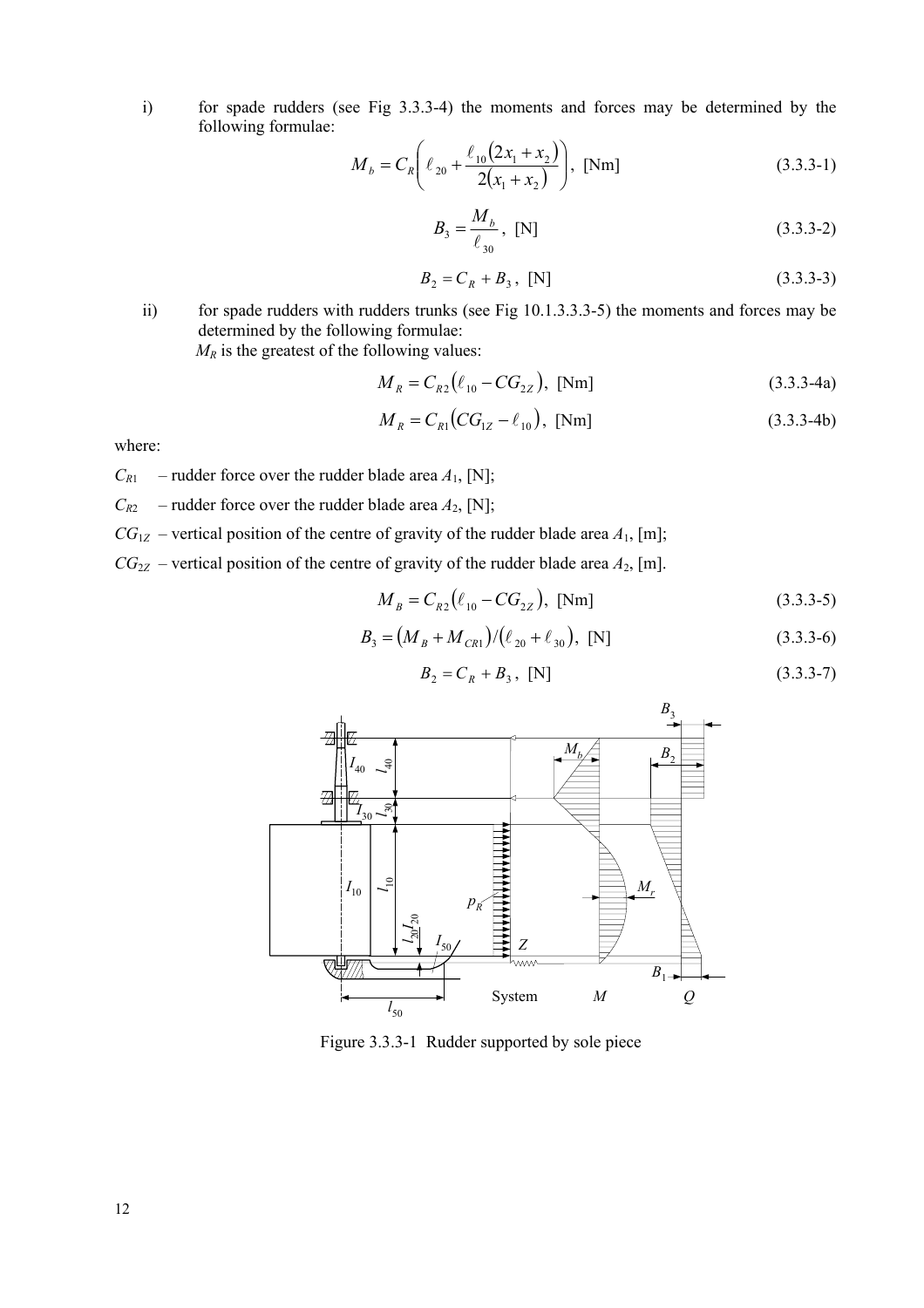i) for spade rudders (see Fig 3.3.3-4) the moments and forces may be determined by the following formulae:

$$M_b = C_R\left(\ell_{20} + \frac{\ell_{10}\left(2x_1 + x_2\right)}{2\left(x_1 + x_2\right)}\right), \text{ [Nm]} \tag{3.3.3-1}$$

$$B_3 = \frac{M_b}{\ell_{30}}, \text{ [N]} \tag{3.3.3-2}$$

$$B_2 = C_R + B_3, \text{ [N]} \tag{3.3.3-3}$$

ii) for spade rudders with rudders trunks (see Fig 10.1.3.3.3-5) the moments and forces may be determined by the following formulae:
$M_R$ is the greatest of the following values:

$$M_R = C_{R2}\left(\ell_{10} - CG_{2Z}\right), \text{ [Nm]} \tag{3.3.3-4a}$$

$$M_R = C_{R1}\left(CG_{1Z} - \ell_{10}\right), \text{ [Nm]} \tag{3.3.3-4b}$$

where:

$C_{R1}$ – rudder force over the rudder blade area $A_1$, [N];

$C_{R2}$ – rudder force over the rudder blade area $A_2$, [N];

$CG_{1Z}$ – vertical position of the centre of gravity of the rudder blade area $A_1$, [m];

$CG_{2Z}$ – vertical position of the centre of gravity of the rudder blade area $A_2$, [m].

$$M_B = C_{R2}\left(\ell_{10} - CG_{2Z}\right), \text{ [Nm]} \tag{3.3.3-5}$$

$$B_3 = \left(M_B + M_{CR1}\right)/\left(\ell_{20} + \ell_{30}\right), \text{ [N]} \tag{3.3.3-6}$$

$$B_2 = C_R + B_3, \text{ [N]} \tag{3.3.3-7}$$

Figure 3.3.3-1 Rudder supported by sole piece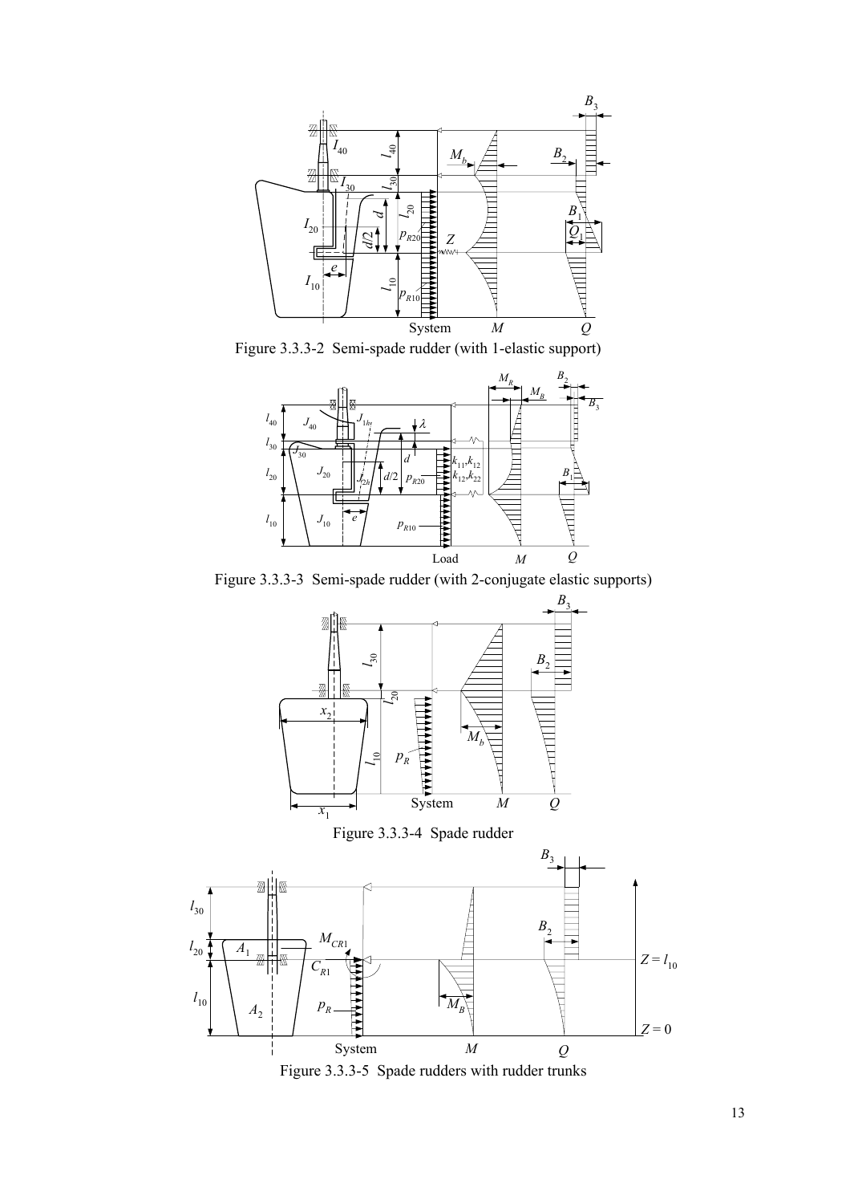Figure 3.3.3-2 Semi-spade rudder (with 1-elastic support)

Figure 3.3.3-3 Semi-spade rudder (with 2-conjugate elastic supports)

Figure 3.3.3-4 Spade rudder

Figure 3.3.3-5 Spade rudders with rudder trunks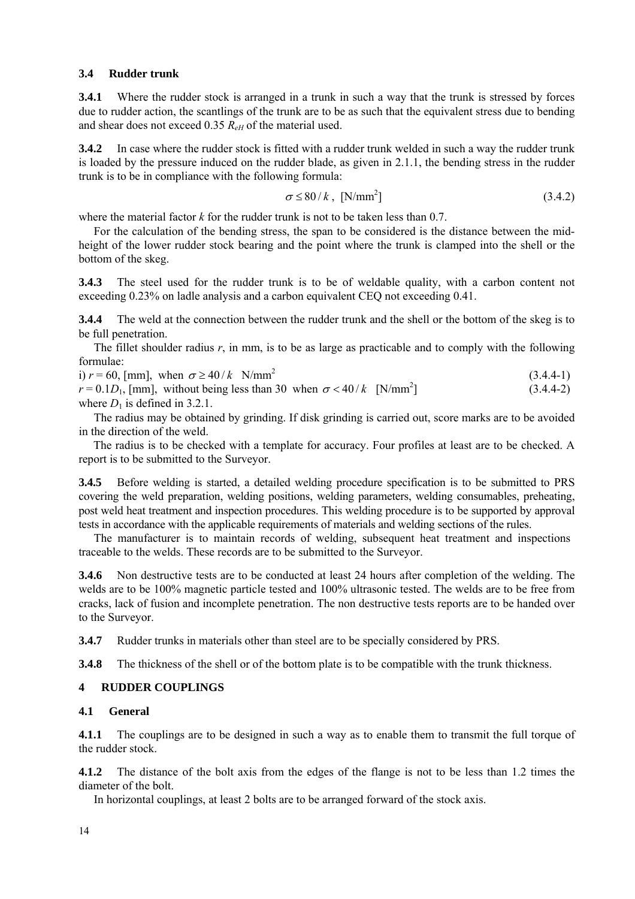### 3.4 Rudder trunk

**3.4.1** Where the rudder stock is arranged in a trunk in such a way that the trunk is stressed by forces due to rudder action, the scantlings of the trunk are to be as such that the equivalent stress due to bending and shear does not exceed 0.35 $R_{eH}$ of the material used.

**3.4.2** In case where the rudder stock is fitted with a rudder trunk welded in such a way the rudder trunk is loaded by the pressure induced on the rudder blade, as given in 2.1.1, the bending stress in the rudder trunk is to be in compliance with the following formula:

$$\sigma \leq 80 / k, \text{ [N/mm}^2\text{]} \tag{3.4.2}$$

where the material factor $k$ for the rudder trunk is not to be taken less than 0.7.

For the calculation of the bending stress, the span to be considered is the distance between the mid-height of the lower rudder stock bearing and the point where the trunk is clamped into the shell or the bottom of the skeg.

**3.4.3** The steel used for the rudder trunk is to be of weldable quality, with a carbon content not exceeding 0.23% on ladle analysis and a carbon equivalent CEQ not exceeding 0.41.

**3.4.4** The weld at the connection between the rudder trunk and the shell or the bottom of the skeg is to be full penetration.

The fillet shoulder radius $r$, in mm, is to be as large as practicable and to comply with the following formulae:

i) $r = 60$, [mm], when $\sigma \geq 40/k$ N/mm$^2$ (3.4.4-1)

$r = 0.1D_1$, [mm], without being less than 30 when $\sigma < 40/k$ [N/mm$^2$] (3.4.4-2)

where $D_1$ is defined in 3.2.1.

The radius may be obtained by grinding. If disk grinding is carried out, score marks are to be avoided in the direction of the weld.

The radius is to be checked with a template for accuracy. Four profiles at least are to be checked. A report is to be submitted to the Surveyor.

**3.4.5** Before welding is started, a detailed welding procedure specification is to be submitted to PRS covering the weld preparation, welding positions, welding parameters, welding consumables, preheating, post weld heat treatment and inspection procedures. This welding procedure is to be supported by approval tests in accordance with the applicable requirements of materials and welding sections of the rules.

The manufacturer is to maintain records of welding, subsequent heat treatment and inspections traceable to the welds. These records are to be submitted to the Surveyor.

**3.4.6** Non destructive tests are to be conducted at least 24 hours after completion of the welding. The welds are to be 100% magnetic particle tested and 100% ultrasonic tested. The welds are to be free from cracks, lack of fusion and incomplete penetration. The non destructive tests reports are to be handed over to the Surveyor.

**3.4.7** Rudder trunks in materials other than steel are to be specially considered by PRS.

**3.4.8** The thickness of the shell or of the bottom plate is to be compatible with the trunk thickness.

## 4 RUDDER COUPLINGS

### 4.1 General

**4.1.1** The couplings are to be designed in such a way as to enable them to transmit the full torque of the rudder stock.

**4.1.2** The distance of the bolt axis from the edges of the flange is not to be less than 1.2 times the diameter of the bolt.

In horizontal couplings, at least 2 bolts are to be arranged forward of the stock axis.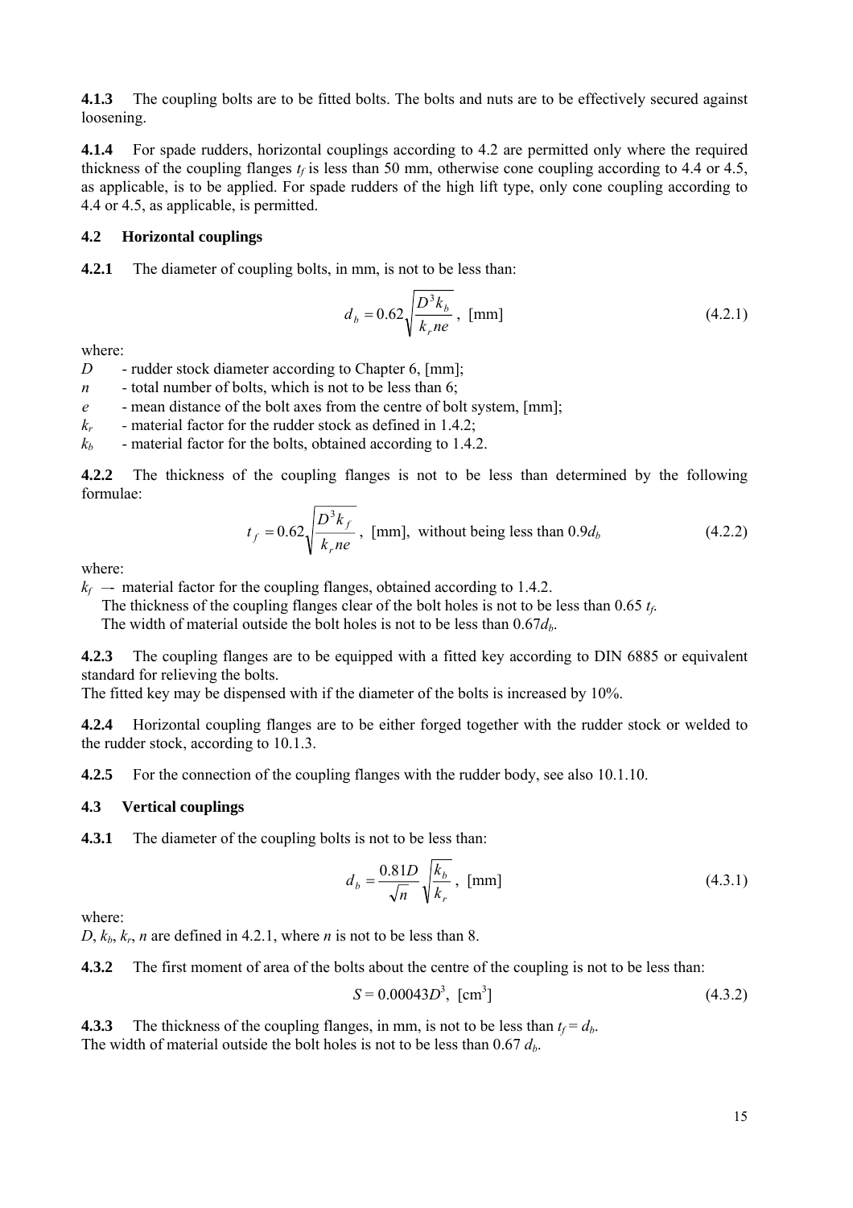**4.1.3** The coupling bolts are to be fitted bolts. The bolts and nuts are to be effectively secured against loosening.

**4.1.4** For spade rudders, horizontal couplings according to 4.2 are permitted only where the required thickness of the coupling flanges $t_f$ is less than 50 mm, otherwise cone coupling according to 4.4 or 4.5, as applicable, is to be applied. For spade rudders of the high lift type, only cone coupling according to 4.4 or 4.5, as applicable, is permitted.

### 4.2 Horizontal couplings

**4.2.1** The diameter of coupling bolts, in mm, is not to be less than:

$$d_b = 0.62\sqrt{\frac{D^3 k_b}{k_r n e}}\text{, [mm]} \tag{4.2.1}$$

where:

$D$ - rudder stock diameter according to Chapter 6, [mm];
$n$ - total number of bolts, which is not to be less than 6;
$e$ - mean distance of the bolt axes from the centre of bolt system, [mm];
$k_r$ - material factor for the rudder stock as defined in 1.4.2;
$k_b$ - material factor for the bolts, obtained according to 1.4.2.

**4.2.2** The thickness of the coupling flanges is not to be less than determined by the following formulae:

$$t_f = 0.62\sqrt{\frac{D^3 k_f}{k_r n e}}\text{, [mm], without being less than } 0.9 d_b \tag{4.2.2}$$

where:

$k_f$ –- material factor for the coupling flanges, obtained according to 1.4.2.
The thickness of the coupling flanges clear of the bolt holes is not to be less than 0.65 $t_f$.
The width of material outside the bolt holes is not to be less than $0.67d_b$.

**4.2.3** The coupling flanges are to be equipped with a fitted key according to DIN 6885 or equivalent standard for relieving the bolts.
The fitted key may be dispensed with if the diameter of the bolts is increased by 10%.

**4.2.4** Horizontal coupling flanges are to be either forged together with the rudder stock or welded to the rudder stock, according to 10.1.3.

**4.2.5** For the connection of the coupling flanges with the rudder body, see also 10.1.10.

### 4.3 Vertical couplings

**4.3.1** The diameter of the coupling bolts is not to be less than:

$$d_b = \frac{0.81D}{\sqrt{n}}\sqrt{\frac{k_b}{k_r}}\text{, [mm]} \tag{4.3.1}$$

where:

$D$, $k_b$, $k_r$, $n$ are defined in 4.2.1, where $n$ is not to be less than 8.

**4.3.2** The first moment of area of the bolts about the centre of the coupling is not to be less than:

$$S = 0.00043D^3\text{, [cm}^3\text{]} \tag{4.3.2}$$

**4.3.3** The thickness of the coupling flanges, in mm, is not to be less than $t_f = d_b$.
The width of material outside the bolt holes is not to be less than 0.67 $d_b$.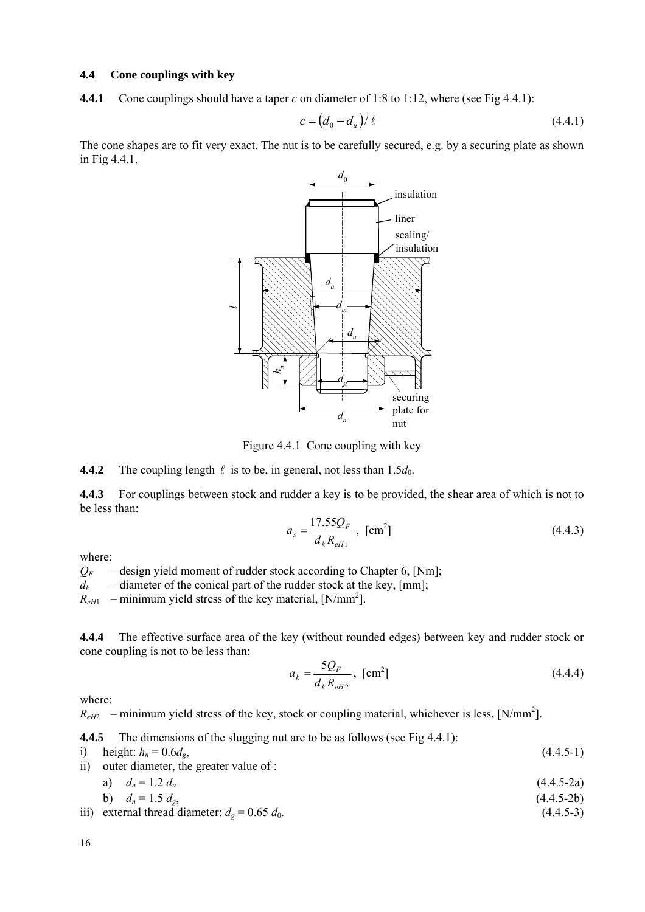### 4.4 Cone couplings with key

**4.4.1** Cone couplings should have a taper $c$ on diameter of 1:8 to 1:12, where (see Fig 4.4.1):

$$c = \left(d_0 - d_u\right) / \ell \tag{4.4.1}$$

The cone shapes are to fit very exact. The nut is to be carefully secured, e.g. by a securing plate as shown in Fig 4.4.1.

Figure 4.4.1 Cone coupling with key

**4.4.2** The coupling length $\ell$ is to be, in general, not less than $1.5d_0$.

**4.4.3** For couplings between stock and rudder a key is to be provided, the shear area of which is not to be less than:

$$a_s = \frac{17.55 Q_F}{d_k R_{eH1}}, \text{ [cm}^2\text{]} \tag{4.4.3}$$

where:

$Q_F$ – design yield moment of rudder stock according to Chapter 6, [Nm];
$d_k$ – diameter of the conical part of the rudder stock at the key, [mm];
$R_{eH1}$ – minimum yield stress of the key material, [N/mm$^2$].

**4.4.4** The effective surface area of the key (without rounded edges) between key and rudder stock or cone coupling is not to be less than:

$$a_k = \frac{5 Q_F}{d_k R_{eH2}}, \text{ [cm}^2\text{]} \tag{4.4.4}$$

where:

$R_{eH2}$ – minimum yield stress of the key, stock or coupling material, whichever is less, [N/mm$^2$].

**4.4.5** The dimensions of the slugging nut are to be as follows (see Fig 4.4.1):

i) height: $h_n = 0.6 d_g$, (4.4.5-1)

ii) outer diameter, the greater value of :

a) $d_n = 1.2\, d_u$ (4.4.5-2a)

b) $d_n = 1.5\, d_g$, (4.4.5-2b)

iii) external thread diameter: $d_g = 0.65\, d_0$. (4.4.5-3)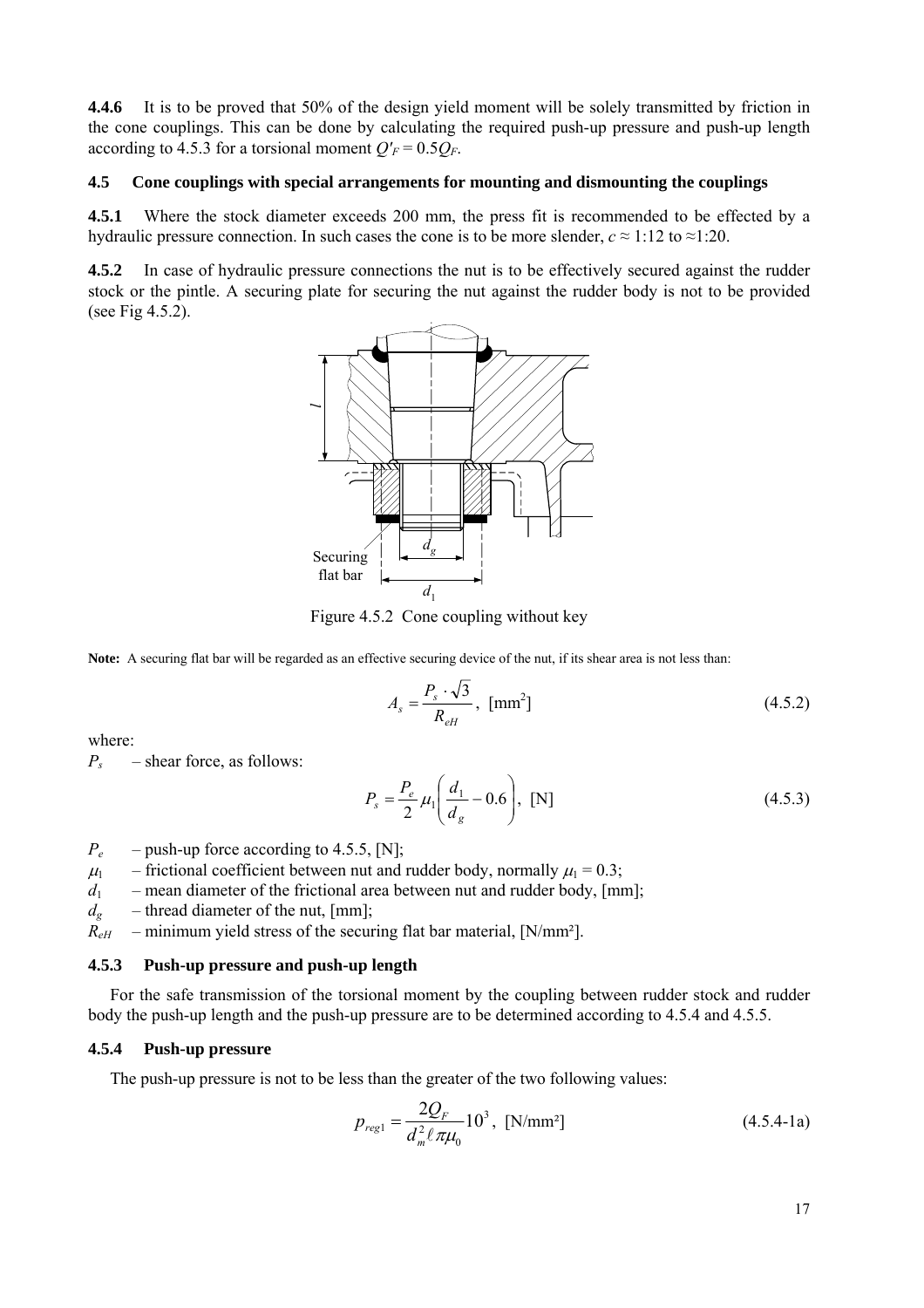**4.4.6** It is to be proved that 50% of the design yield moment will be solely transmitted by friction in the cone couplings. This can be done by calculating the required push-up pressure and push-up length according to 4.5.3 for a torsional moment $Q'_F = 0.5Q_F$.

### 4.5 Cone couplings with special arrangements for mounting and dismounting the couplings

**4.5.1** Where the stock diameter exceeds 200 mm, the press fit is recommended to be effected by a hydraulic pressure connection. In such cases the cone is to be more slender, $c \approx$ 1:12 to $\approx$1:20.

**4.5.2** In case of hydraulic pressure connections the nut is to be effectively secured against the rudder stock or the pintle. A securing plate for securing the nut against the rudder body is not to be provided (see Fig 4.5.2).

Figure 4.5.2 Cone coupling without key

**Note:** A securing flat bar will be regarded as an effective securing device of the nut, if its shear area is not less than:

$$A_s = \frac{P_s \cdot \sqrt{3}}{R_{eH}}, \text{ [mm}^2\text{]} \tag{4.5.2}$$

where:

$P_s$ – shear force, as follows:

$$P_s = \frac{P_e}{2}\mu_1\left(\frac{d_1}{d_g} - 0.6\right), \text{ [N]} \tag{4.5.3}$$

$P_e$ – push-up force according to 4.5.5, [N];

$\mu_1$ – frictional coefficient between nut and rudder body, normally $\mu_1 = 0.3$;

$d_1$ – mean diameter of the frictional area between nut and rudder body, [mm];

$d_g$ – thread diameter of the nut, [mm];

$R_{eH}$ – minimum yield stress of the securing flat bar material, [N/mm²].

#### 4.5.3 Push-up pressure and push-up length

For the safe transmission of the torsional moment by the coupling between rudder stock and rudder body the push-up length and the push-up pressure are to be determined according to 4.5.4 and 4.5.5.

#### 4.5.4 Push-up pressure

The push-up pressure is not to be less than the greater of the two following values:

$$p_{reg1} = \frac{2Q_F}{d_m^2 \ell \pi \mu_0} 10^3, \text{ [N/mm}^2\text{]} \tag{4.5.4-1a}$$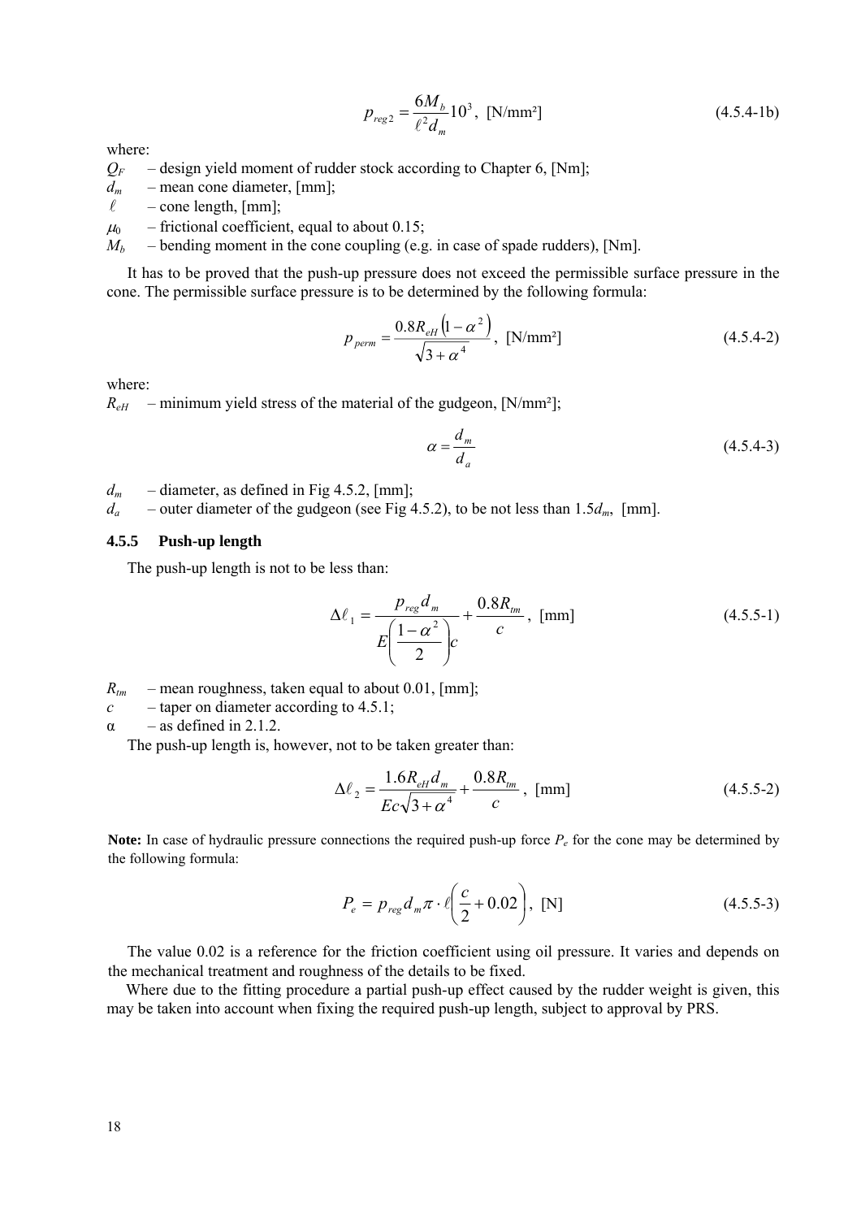$$p_{reg2} = \frac{6M_b}{\ell^2 d_m} 10^3, \text{ [N/mm²]} \tag{4.5.4-1b}$$

where:

$Q_F$ – design yield moment of rudder stock according to Chapter 6, [Nm];

$d_m$ – mean cone diameter, [mm];

$\ell$ – cone length, [mm];

$\mu_0$ – frictional coefficient, equal to about 0.15;

$M_b$ – bending moment in the cone coupling (e.g. in case of spade rudders), [Nm].

It has to be proved that the push-up pressure does not exceed the permissible surface pressure in the cone. The permissible surface pressure is to be determined by the following formula:

$$p_{perm} = \frac{0.8R_{eH}\left(1-\alpha^2\right)}{\sqrt{3+\alpha^4}}, \text{ [N/mm²]} \tag{4.5.4-2}$$

where:

$R_{eH}$ – minimum yield stress of the material of the gudgeon, [N/mm²];

$$\alpha = \frac{d_m}{d_a} \tag{4.5.4-3}$$

$d_m$ – diameter, as defined in Fig 4.5.2, [mm];

$d_a$ – outer diameter of the gudgeon (see Fig 4.5.2), to be not less than $1.5d_m$, [mm].

### 4.5.5 Push-up length

The push-up length is not to be less than:

$$\Delta\ell_1 = \frac{p_{reg} d_m}{E\left(\frac{1-\alpha^2}{2}\right)c} + \frac{0.8R_{tm}}{c}, \text{ [mm]} \tag{4.5.5-1}$$

$R_{tm}$ – mean roughness, taken equal to about 0.01, [mm];

$c$ – taper on diameter according to 4.5.1;

$\alpha$ – as defined in 2.1.2.

The push-up length is, however, not to be taken greater than:

$$\Delta\ell_2 = \frac{1.6R_{eH} d_m}{Ec\sqrt{3+\alpha^4}} + \frac{0.8R_{tm}}{c}, \text{ [mm]} \tag{4.5.5-2}$$

**Note:** In case of hydraulic pressure connections the required push-up force $P_e$ for the cone may be determined by the following formula:

$$P_e = p_{reg} d_m \pi \cdot \ell\left(\frac{c}{2} + 0.02\right), \text{ [N]} \tag{4.5.5-3}$$

The value 0.02 is a reference for the friction coefficient using oil pressure. It varies and depends on the mechanical treatment and roughness of the details to be fixed.

Where due to the fitting procedure a partial push-up effect caused by the rudder weight is given, this may be taken into account when fixing the required push-up length, subject to approval by PRS.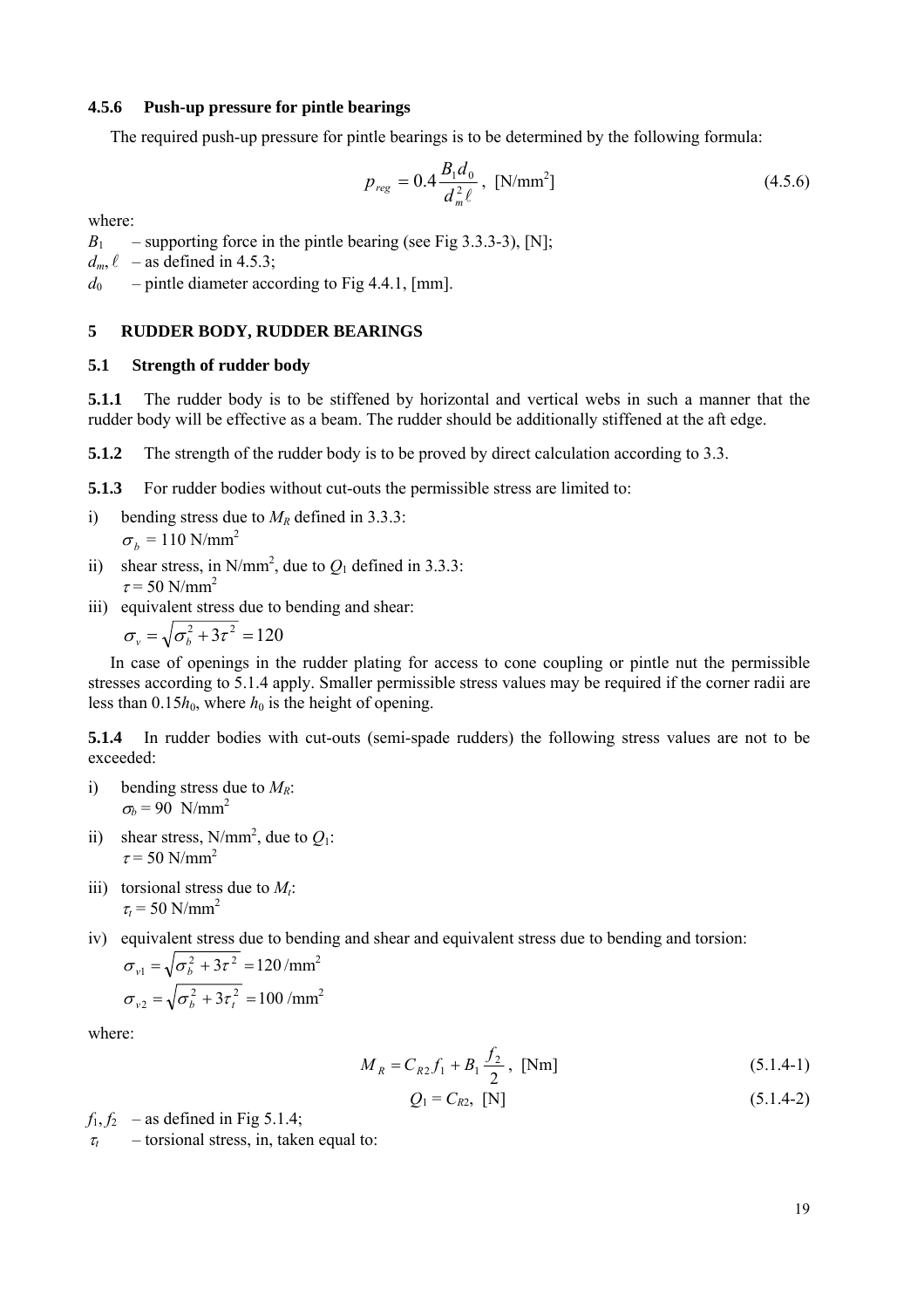### 4.5.6 Push-up pressure for pintle bearings

The required push-up pressure for pintle bearings is to be determined by the following formula:

$$p_{reg} = 0.4\frac{B_1 d_0}{d_m^2 \ell}, \ \text{[N/mm}^2\text{]} \tag{4.5.6}$$

where:

$B_1$ – supporting force in the pintle bearing (see Fig 3.3.3-3), [N];

$d_m$, $\ell$ – as defined in 4.5.3;

$d_0$ – pintle diameter according to Fig 4.4.1, [mm].

## 5 RUDDER BODY, RUDDER BEARINGS

### 5.1 Strength of rudder body

**5.1.1** The rudder body is to be stiffened by horizontal and vertical webs in such a manner that the rudder body will be effective as a beam. The rudder should be additionally stiffened at the aft edge.

**5.1.2** The strength of the rudder body is to be proved by direct calculation according to 3.3.

**5.1.3** For rudder bodies without cut-outs the permissible stress are limited to:

i) bending stress due to $M_R$ defined in 3.3.3:
 $\sigma_b$ = 110 N/mm$^2$

ii) shear stress, in N/mm$^2$, due to $Q_1$ defined in 3.3.3:
 $\tau$ = 50 N/mm$^2$

iii) equivalent stress due to bending and shear:
 $\sigma_v = \sqrt{\sigma_b^2 + 3\tau^2} = 120$

In case of openings in the rudder plating for access to cone coupling or pintle nut the permissible stresses according to 5.1.4 apply. Smaller permissible stress values may be required if the corner radii are less than $0.15h_0$, where $h_0$ is the height of opening.

**5.1.4** In rudder bodies with cut-outs (semi-spade rudders) the following stress values are not to be exceeded:

i) bending stress due to $M_R$:
 $\sigma_b$ = 90 N/mm$^2$

ii) shear stress, N/mm$^2$, due to $Q_1$:
 $\tau$ = 50 N/mm$^2$

iii) torsional stress due to $M_t$:
 $\tau_t$ = 50 N/mm$^2$

iv) equivalent stress due to bending and shear and equivalent stress due to bending and torsion:
 $\sigma_{v1} = \sqrt{\sigma_b^2 + 3\tau^2} = 120\ /\text{mm}^2$
 $\sigma_{v2} = \sqrt{\sigma_b^2 + 3\tau_t^2} = 100\ /\text{mm}^2$

where:

$$M_R = C_{R2} f_1 + B_1 \frac{f_2}{2}, \ \text{[Nm]} \tag{5.1.4-1}$$

$$Q_1 = C_{R2}, \ \text{[N]} \tag{5.1.4-2}$$

$f_1$, $f_2$ – as defined in Fig 5.1.4;

$\tau_t$ – torsional stress, in, taken equal to: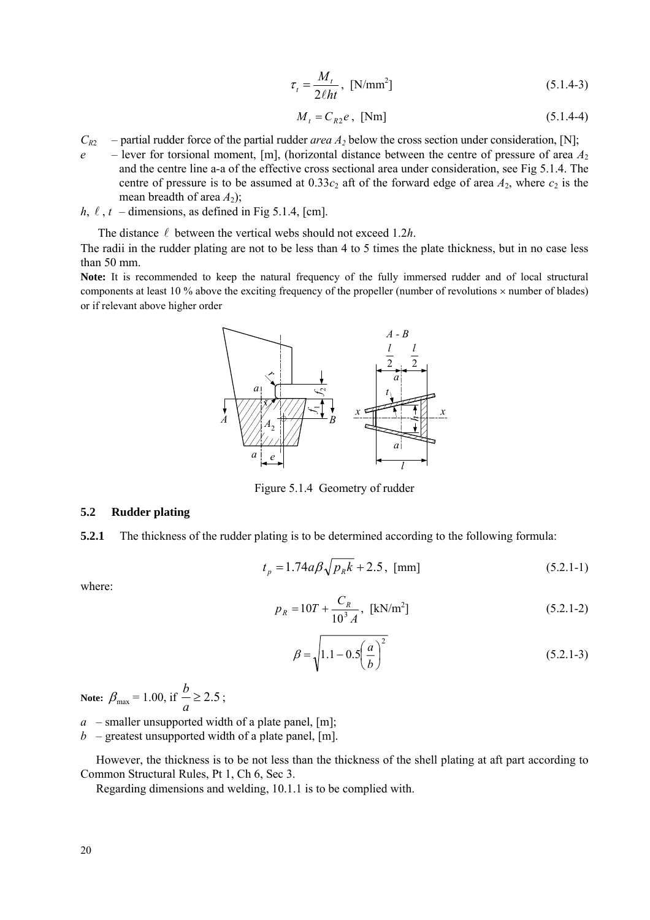$$\tau_t = \frac{M_t}{2\ell h t}, \text{ [N/mm}^2\text{]} \tag{5.1.4-3}$$

$$M_t = C_{R2} e, \text{ [Nm]} \tag{5.1.4-4}$$

$C_{R2}$ – partial rudder force of the partial rudder *area* $A_2$ below the cross section under consideration, [N];

$e$ – lever for torsional moment, [m], (horizontal distance between the centre of pressure of area $A_2$ and the centre line a-a of the effective cross sectional area under consideration, see Fig 5.1.4. The centre of pressure is to be assumed at $0.33c_2$ aft of the forward edge of area $A_2$, where $c_2$ is the mean breadth of area $A_2$);

$h$, $\ell$, $t$ – dimensions, as defined in Fig 5.1.4, [cm].

The distance $\ell$ between the vertical webs should not exceed $1.2h$.

The radii in the rudder plating are not to be less than 4 to 5 times the plate thickness, but in no case less than 50 mm.

**Note:** It is recommended to keep the natural frequency of the fully immersed rudder and of local structural components at least 10 % above the exciting frequency of the propeller (number of revolutions × number of blades) or if relevant above higher order

Figure 5.1.4 Geometry of rudder

## 5.2 Rudder plating

**5.2.1** The thickness of the rudder plating is to be determined according to the following formula:

$$t_p = 1.74 a \beta \sqrt{p_R k} + 2.5, \text{ [mm]} \tag{5.2.1-1}$$

where:

$$p_R = 10T + \frac{C_R}{10^3 A}, \text{ [kN/m}^2\text{]} \tag{5.2.1-2}$$

$$\beta = \sqrt{1.1 - 0.5\left(\frac{a}{b}\right)^2} \tag{5.2.1-3}$$

**Note:** $\beta_{max} = 1.00$, if $\frac{b}{a} \geq 2.5$;

$a$ – smaller unsupported width of a plate panel, [m];

$b$ – greatest unsupported width of a plate panel, [m].

However, the thickness is to be not less than the thickness of the shell plating at aft part according to Common Structural Rules, Pt 1, Ch 6, Sec 3.

Regarding dimensions and welding, 10.1.1 is to be complied with.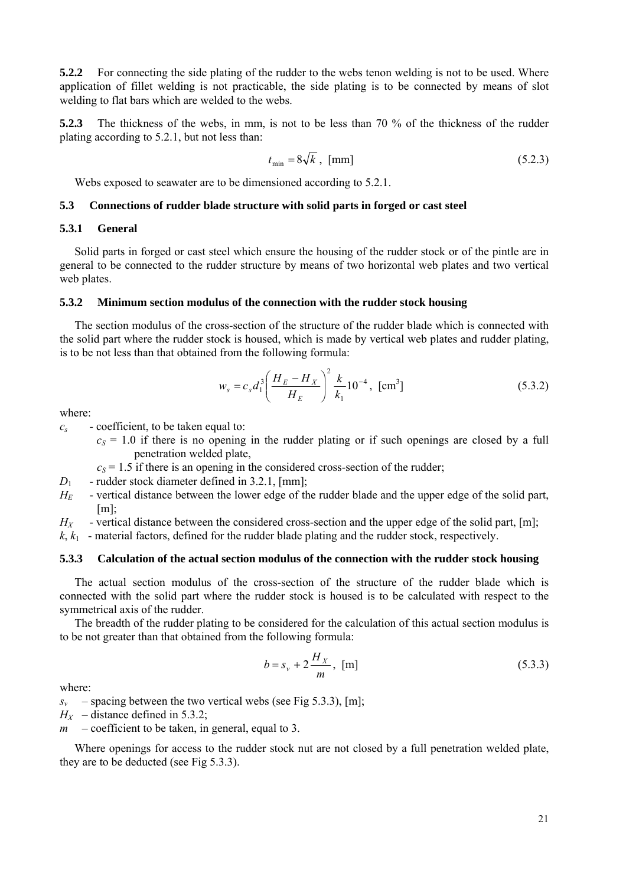**5.2.2** For connecting the side plating of the rudder to the webs tenon welding is not to be used. Where application of fillet welding is not practicable, the side plating is to be connected by means of slot welding to flat bars which are welded to the webs.

**5.2.3** The thickness of the webs, in mm, is not to be less than 70 % of the thickness of the rudder plating according to 5.2.1, but not less than:

$$t_{\min} = 8\sqrt{k}\ ,\ [\text{mm}] \tag{5.2.3}$$

Webs exposed to seawater are to be dimensioned according to 5.2.1.

### 5.3 Connections of rudder blade structure with solid parts in forged or cast steel

#### 5.3.1 General

Solid parts in forged or cast steel which ensure the housing of the rudder stock or of the pintle are in general to be connected to the rudder structure by means of two horizontal web plates and two vertical web plates.

#### 5.3.2 Minimum section modulus of the connection with the rudder stock housing

The section modulus of the cross-section of the structure of the rudder blade which is connected with the solid part where the rudder stock is housed, which is made by vertical web plates and rudder plating, is to be not less than that obtained from the following formula:

$$w_s = c_s d_1^3 \left( \frac{H_E - H_X}{H_E} \right)^2 \frac{k}{k_1} 10^{-4}\ ,\ [\text{cm}^3] \tag{5.3.2}$$

where:

$c_s$ - coefficient, to be taken equal to:

- $c_S$ = 1.0 if there is no opening in the rudder plating or if such openings are closed by a full penetration welded plate,
- $c_S$ = 1.5 if there is an opening in the considered cross-section of the rudder;

$D_1$ - rudder stock diameter defined in 3.2.1, [mm];

$H_E$ - vertical distance between the lower edge of the rudder blade and the upper edge of the solid part, [m];

$H_X$ - vertical distance between the considered cross-section and the upper edge of the solid part, [m];

$k$, $k_1$ - material factors, defined for the rudder blade plating and the rudder stock, respectively.

#### 5.3.3 Calculation of the actual section modulus of the connection with the rudder stock housing

The actual section modulus of the cross-section of the structure of the rudder blade which is connected with the solid part where the rudder stock is housed is to be calculated with respect to the symmetrical axis of the rudder.

The breadth of the rudder plating to be considered for the calculation of this actual section modulus is to be not greater than that obtained from the following formula:

$$b = s_v + 2\frac{H_X}{m}\ ,\ [\text{m}] \tag{5.3.3}$$

where:

$s_v$ – spacing between the two vertical webs (see Fig 5.3.3), [m];

$H_X$ – distance defined in 5.3.2;

$m$ – coefficient to be taken, in general, equal to 3.

Where openings for access to the rudder stock nut are not closed by a full penetration welded plate, they are to be deducted (see Fig 5.3.3).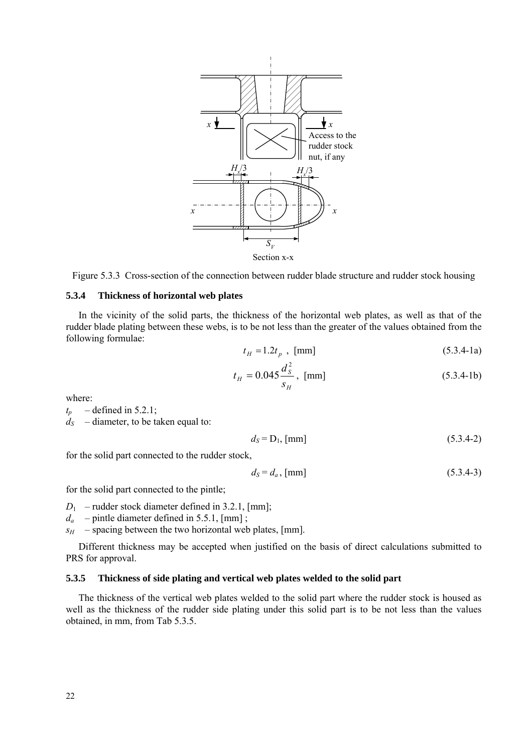Figure 5.3.3 Cross-section of the connection between rudder blade structure and rudder stock housing

### 5.3.4 Thickness of horizontal web plates

In the vicinity of the solid parts, the thickness of the horizontal web plates, as well as that of the rudder blade plating between these webs, is to be not less than the greater of the values obtained from the following formulae:

$$t_H = 1.2 t_p \text{ , [mm]} \tag{5.3.4-1a}$$

$$t_H = 0.045 \frac{d_S^2}{s_H} \text{ , [mm]} \tag{5.3.4-1b}$$

where:

$t_p$ – defined in 5.2.1;

$d_S$ – diameter, to be taken equal to:

$$d_S = D_1 \text{, [mm]} \tag{5.3.4-2}$$

for the solid part connected to the rudder stock,

$$d_S = d_a \text{, [mm]} \tag{5.3.4-3}$$

for the solid part connected to the pintle;

$D_1$ – rudder stock diameter defined in 3.2.1, [mm];

$d_a$ – pintle diameter defined in 5.5.1, [mm] ;

$s_H$ – spacing between the two horizontal web plates, [mm].

Different thickness may be accepted when justified on the basis of direct calculations submitted to PRS for approval.

### 5.3.5 Thickness of side plating and vertical web plates welded to the solid part

The thickness of the vertical web plates welded to the solid part where the rudder stock is housed as well as the thickness of the rudder side plating under this solid part is to be not less than the values obtained, in mm, from Tab 5.3.5.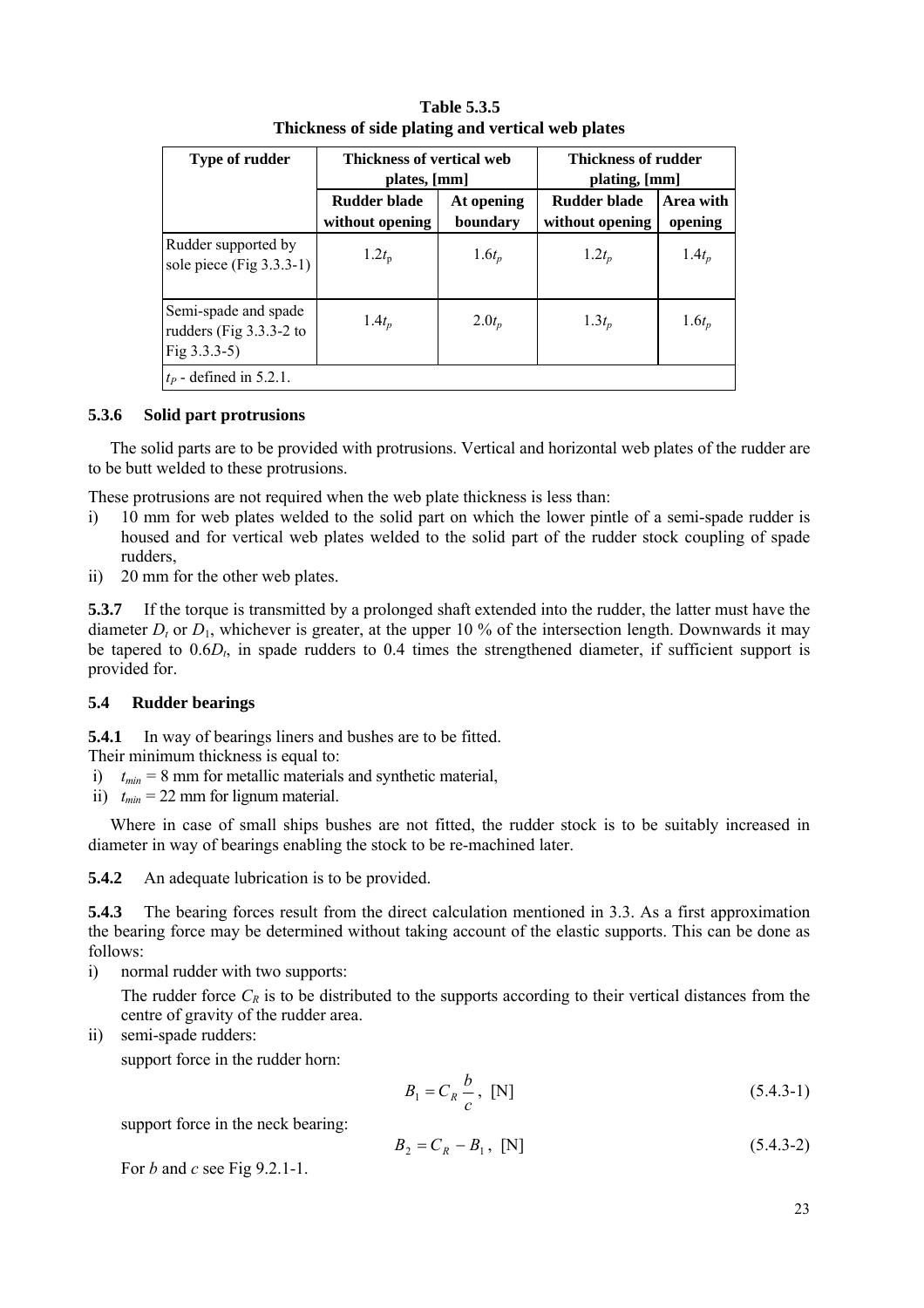**Table 5.3.5**
**Thickness of side plating and vertical web plates**

| Type of rudder | Thickness of vertical web plates, [mm] | | Thickness of rudder plating, [mm] | |
|---|---|---|---|---|
| | Rudder blade without opening | At opening boundary | Rudder blade without opening | Area with opening |
| Rudder supported by sole piece (Fig 3.3.3-1) | $1.2t_p$ | $1.6t_p$ | $1.2t_p$ | $1.4t_p$ |
| Semi-spade and spade rudders (Fig 3.3.3-2 to Fig 3.3.3-5) | $1.4t_p$ | $2.0t_p$ | $1.3t_p$ | $1.6t_p$ |
| $t_P$ - defined in 5.2.1. | | | | |

### 5.3.6 Solid part protrusions

The solid parts are to be provided with protrusions. Vertical and horizontal web plates of the rudder are to be butt welded to these protrusions.

These protrusions are not required when the web plate thickness is less than:

i) 10 mm for web plates welded to the solid part on which the lower pintle of a semi-spade rudder is housed and for vertical web plates welded to the solid part of the rudder stock coupling of spade rudders,
ii) 20 mm for the other web plates.

**5.3.7** If the torque is transmitted by a prolonged shaft extended into the rudder, the latter must have the diameter $D_t$ or $D_1$, whichever is greater, at the upper 10 % of the intersection length. Downwards it may be tapered to $0.6D_t$, in spade rudders to 0.4 times the strengthened diameter, if sufficient support is provided for.

## 5.4 Rudder bearings

**5.4.1** In way of bearings liners and bushes are to be fitted.

Their minimum thickness is equal to:

i) $t_{min}$ = 8 mm for metallic materials and synthetic material,
ii) $t_{min}$ = 22 mm for lignum material.

Where in case of small ships bushes are not fitted, the rudder stock is to be suitably increased in diameter in way of bearings enabling the stock to be re-machined later.

**5.4.2** An adequate lubrication is to be provided.

**5.4.3** The bearing forces result from the direct calculation mentioned in 3.3. As a first approximation the bearing force may be determined without taking account of the elastic supports. This can be done as follows:

i) normal rudder with two supports:

   The rudder force $C_R$ is to be distributed to the supports according to their vertical distances from the centre of gravity of the rudder area.

ii) semi-spade rudders:

   support force in the rudder horn:

$$B_1 = C_R \frac{b}{c}, \text{ [N]} \tag{5.4.3-1}$$

   support force in the neck bearing:

$$B_2 = C_R - B_1, \text{ [N]} \tag{5.4.3-2}$$

   For $b$ and $c$ see Fig 9.2.1-1.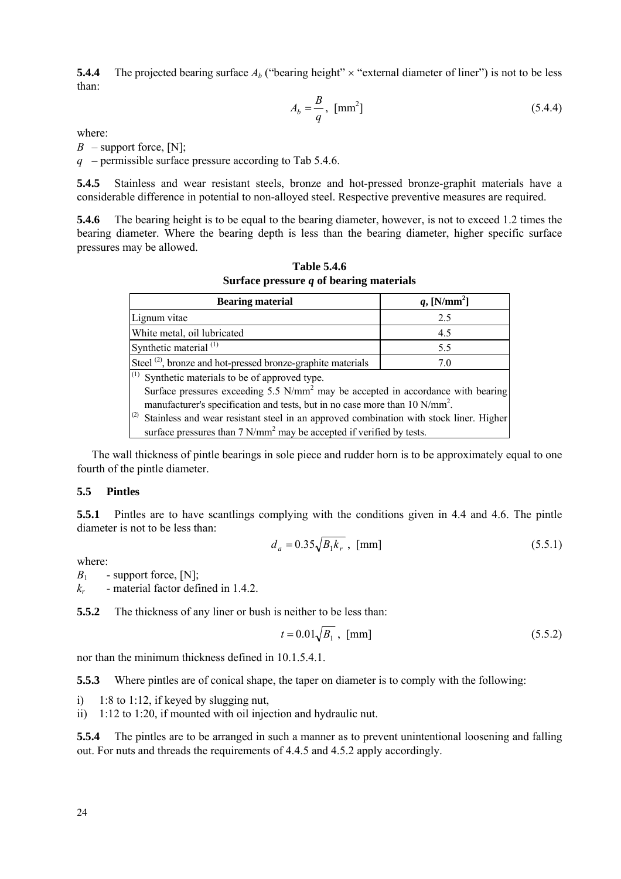**5.4.4** The projected bearing surface $A_b$ ("bearing height" × "external diameter of liner") is not to be less than:

$$A_b = \frac{B}{q}, \ [\text{mm}^2] \qquad (5.4.4)$$

where:

$B$ – support force, [N];

$q$ – permissible surface pressure according to Tab 5.4.6.

**5.4.5** Stainless and wear resistant steels, bronze and hot-pressed bronze-graphit materials have a considerable difference in potential to non-alloyed steel. Respective preventive measures are required.

**5.4.6** The bearing height is to be equal to the bearing diameter, however, is not to exceed 1.2 times the bearing diameter. Where the bearing depth is less than the bearing diameter, higher specific surface pressures may be allowed.

**Table 5.4.6**
**Surface pressure *q* of bearing materials**

| Bearing material | $q$, [N/mm$^2$] |
|---|---|
| Lignum vitae | 2.5 |
| White metal, oil lubricated | 4.5 |
| Synthetic material (1) | 5.5 |
| Steel (2), bronze and hot-pressed bronze-graphite materials | 7.0 |
| (1) Synthetic materials to be of approved type. Surface pressures exceeding 5.5 N/mm$^2$ may be accepted in accordance with bearing manufacturer's specification and tests, but in no case more than 10 N/mm$^2$. (2) Stainless and wear resistant steel in an approved combination with stock liner. Higher surface pressures than 7 N/mm$^2$ may be accepted if verified by tests. | |

The wall thickness of pintle bearings in sole piece and rudder horn is to be approximately equal to one fourth of the pintle diameter.

## 5.5 Pintles

**5.5.1** Pintles are to have scantlings complying with the conditions given in 4.4 and 4.6. The pintle diameter is not to be less than:

$$d_a = 0.35\sqrt{B_1 k_r}, \ [\text{mm}] \qquad (5.5.1)$$

where:

$B_1$ - support force, [N];

$k_r$ - material factor defined in 1.4.2.

**5.5.2** The thickness of any liner or bush is neither to be less than:

$$t = 0.01\sqrt{B_1}, \ [\text{mm}] \qquad (5.5.2)$$

nor than the minimum thickness defined in 10.1.5.4.1.

**5.5.3** Where pintles are of conical shape, the taper on diameter is to comply with the following:

i) 1:8 to 1:12, if keyed by slugging nut,

ii) 1:12 to 1:20, if mounted with oil injection and hydraulic nut.

**5.5.4** The pintles are to be arranged in such a manner as to prevent unintentional loosening and falling out. For nuts and threads the requirements of 4.4.5 and 4.5.2 apply accordingly.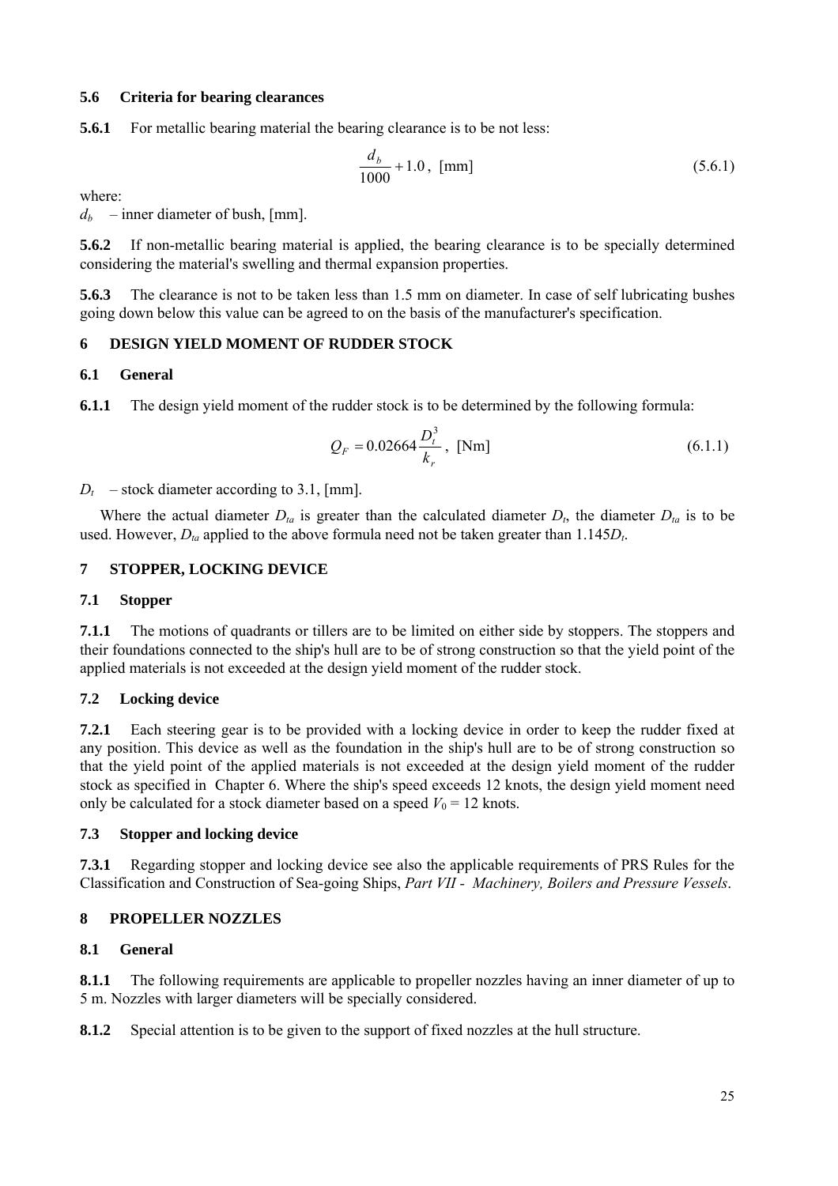### 5.6 Criteria for bearing clearances

**5.6.1** For metallic bearing material the bearing clearance is to be not less:

$$\frac{d_b}{1000} + 1.0\,,\ \text{[mm]} \tag{5.6.1}$$

where:

$d_b$ – inner diameter of bush, [mm].

**5.6.2** If non-metallic bearing material is applied, the bearing clearance is to be specially determined considering the material's swelling and thermal expansion properties.

**5.6.3** The clearance is not to be taken less than 1.5 mm on diameter. In case of self lubricating bushes going down below this value can be agreed to on the basis of the manufacturer's specification.

## 6 DESIGN YIELD MOMENT OF RUDDER STOCK

### 6.1 General

**6.1.1** The design yield moment of the rudder stock is to be determined by the following formula:

$$Q_F = 0.02664\frac{D_t^3}{k_r}\,,\ \text{[Nm]} \tag{6.1.1}$$

$D_t$ – stock diameter according to 3.1, [mm].

Where the actual diameter $D_{ta}$ is greater than the calculated diameter $D_t$, the diameter $D_{ta}$ is to be used. However, $D_{ta}$ applied to the above formula need not be taken greater than $1.145D_t$.

## 7 STOPPER, LOCKING DEVICE

### 7.1 Stopper

**7.1.1** The motions of quadrants or tillers are to be limited on either side by stoppers. The stoppers and their foundations connected to the ship's hull are to be of strong construction so that the yield point of the applied materials is not exceeded at the design yield moment of the rudder stock.

### 7.2 Locking device

**7.2.1** Each steering gear is to be provided with a locking device in order to keep the rudder fixed at any position. This device as well as the foundation in the ship's hull are to be of strong construction so that the yield point of the applied materials is not exceeded at the design yield moment of the rudder stock as specified in Chapter 6. Where the ship's speed exceeds 12 knots, the design yield moment need only be calculated for a stock diameter based on a speed $V_0$ = 12 knots.

### 7.3 Stopper and locking device

**7.3.1** Regarding stopper and locking device see also the applicable requirements of PRS Rules for the Classification and Construction of Sea-going Ships, *Part VII - Machinery, Boilers and Pressure Vessels*.

## 8 PROPELLER NOZZLES

### 8.1 General

**8.1.1** The following requirements are applicable to propeller nozzles having an inner diameter of up to 5 m. Nozzles with larger diameters will be specially considered.

**8.1.2** Special attention is to be given to the support of fixed nozzles at the hull structure.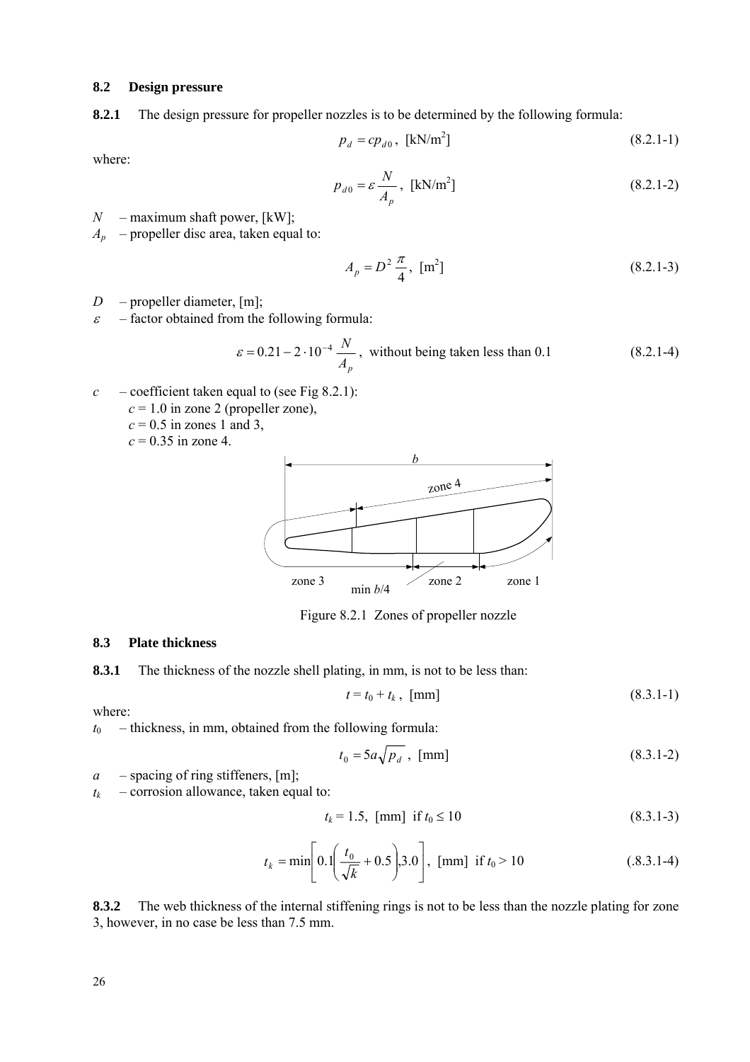## 8.2 Design pressure

**8.2.1** The design pressure for propeller nozzles is to be determined by the following formula:

$$p_d = c p_{d0}\,,\ [\text{kN/m}^2] \qquad (8.2.1\text{-}1)$$

where:

$$p_{d0} = \varepsilon \frac{N}{A_p}\,,\ [\text{kN/m}^2] \qquad (8.2.1\text{-}2)$$

$N$ – maximum shaft power, [kW];

$A_p$ – propeller disc area, taken equal to:

$$A_p = D^2 \frac{\pi}{4}\,,\ [\text{m}^2] \qquad (8.2.1\text{-}3)$$

$D$ – propeller diameter, [m];

$\varepsilon$ – factor obtained from the following formula:

$$\varepsilon = 0.21 - 2 \cdot 10^{-4} \frac{N}{A_p}\,,\ \text{without being taken less than } 0.1 \qquad (8.2.1\text{-}4)$$

$c$ – coefficient taken equal to (see Fig 8.2.1):
$c = 1.0$ in zone 2 (propeller zone),
$c = 0.5$ in zones 1 and 3,
$c = 0.35$ in zone 4.

Figure 8.2.1 Zones of propeller nozzle

## 8.3 Plate thickness

**8.3.1** The thickness of the nozzle shell plating, in mm, is not to be less than:

$$t = t_0 + t_k\,,\ [\text{mm}] \qquad (8.3.1\text{-}1)$$

where:

$t_0$ – thickness, in mm, obtained from the following formula:

$$t_0 = 5a\sqrt{p_d}\,,\ [\text{mm}] \qquad (8.3.1\text{-}2)$$

$a$ – spacing of ring stiffeners, [m];

$t_k$ – corrosion allowance, taken equal to:

$$t_k = 1.5,\ [\text{mm}]\ \text{ if } t_0 \le 10 \qquad (8.3.1\text{-}3)$$

$$t_k = \min\left[0.1\left(\frac{t_0}{\sqrt{k}} + 0.5\right), 3.0\right],\ [\text{mm}]\ \text{ if } t_0 > 10 \qquad (.8.3.1\text{-}4)$$

**8.3.2** The web thickness of the internal stiffening rings is not to be less than the nozzle plating for zone 3, however, in no case be less than 7.5 mm.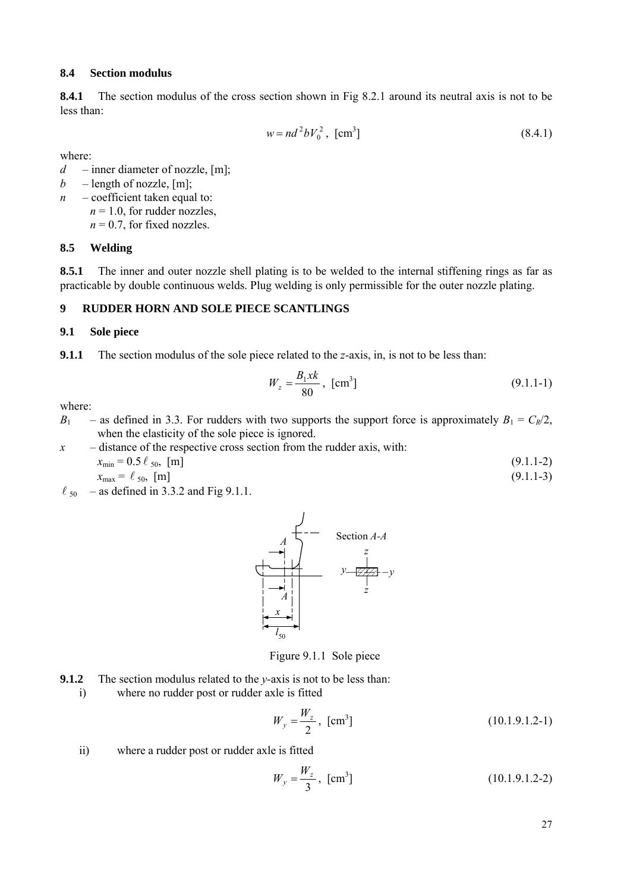### 8.4 Section modulus

**8.4.1** The section modulus of the cross section shown in Fig 8.2.1 around its neutral axis is not to be less than:

$$w = nd^2 b V_0^2 \text{, [cm}^3\text{]} \tag{8.4.1}$$

where:

- $d$ – inner diameter of nozzle, [m];
- $b$ – length of nozzle, [m];
- $n$ – coefficient taken equal to:
  - $n = 1.0$, for rudder nozzles,
  - $n = 0.7$, for fixed nozzles.

### 8.5 Welding

**8.5.1** The inner and outer nozzle shell plating is to be welded to the internal stiffening rings as far as practicable by double continuous welds. Plug welding is only permissible for the outer nozzle plating.

## 9 RUDDER HORN AND SOLE PIECE SCANTLINGS

### 9.1 Sole piece

**9.1.1** The section modulus of the sole piece related to the $z$-axis, in, is not to be less than:

$$W_z = \frac{B_1 x k}{80} \text{, [cm}^3\text{]} \tag{9.1.1-1}$$

where:

- $B_1$ – as defined in 3.3. For rudders with two supports the support force is approximately $B_1 = C_R/2$, when the elasticity of the sole piece is ignored.
- $x$ – distance of the respective cross section from the rudder axis, with:
  - $x_{min} = 0.5\,\ell_{50}$, [m] (9.1.1-2)
  - $x_{max} = \ell_{50}$, [m] (9.1.1-3)
- $\ell_{50}$ – as defined in 3.3.2 and Fig 9.1.1.

Figure 9.1.1 Sole piece

**9.1.2** The section modulus related to the $y$-axis is not to be less than:

i) where no rudder post or rudder axle is fitted

$$W_y = \frac{W_z}{2} \text{, [cm}^3\text{]} \tag{10.1.9.1.2-1}$$

ii) where a rudder post or rudder axle is fitted

$$W_y = \frac{W_z}{3} \text{, [cm}^3\text{]} \tag{10.1.9.1.2-2}$$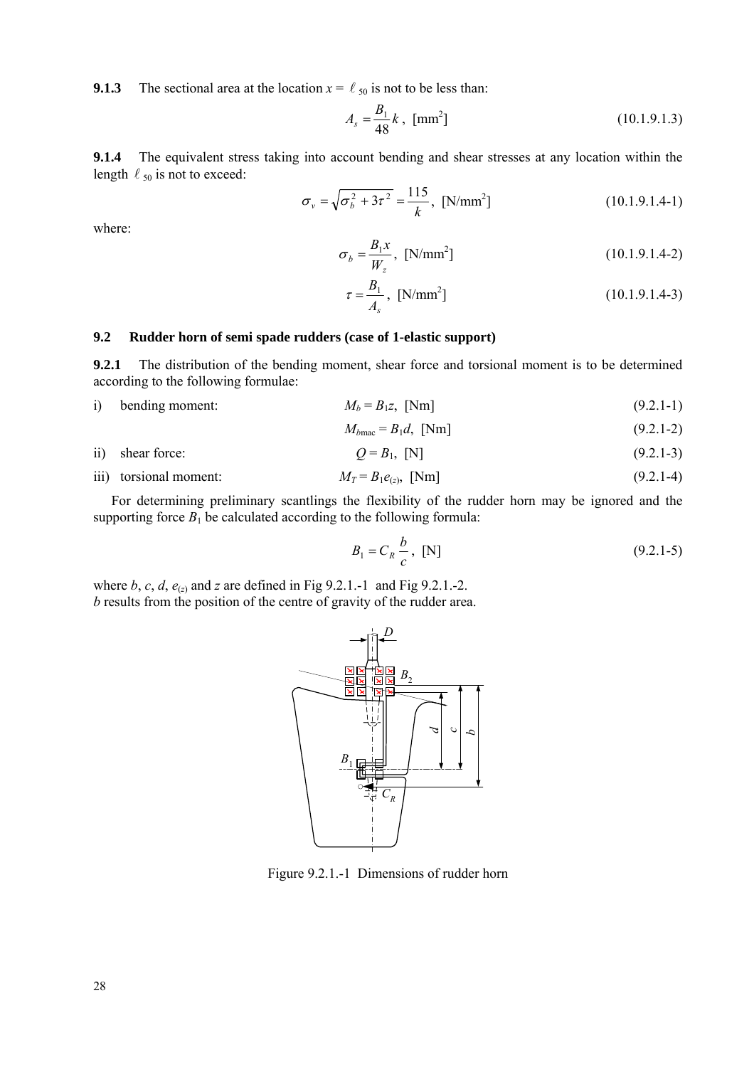**9.1.3** The sectional area at the location $x = \ell_{50}$ is not to be less than:

$$A_s = \frac{B_1}{48}k\,,\ [\text{mm}^2] \tag{10.1.9.1.3}$$

**9.1.4** The equivalent stress taking into account bending and shear stresses at any location within the length $\ell_{50}$ is not to exceed:

$$\sigma_v = \sqrt{\sigma_b^2 + 3\tau^2} = \frac{115}{k}\,,\ [\text{N/mm}^2] \tag{10.1.9.1.4-1}$$

where:

$$\sigma_b = \frac{B_1 x}{W_z}\,,\ [\text{N/mm}^2] \tag{10.1.9.1.4-2}$$

$$\tau = \frac{B_1}{A_s}\,,\ [\text{N/mm}^2] \tag{10.1.9.1.4-3}$$

### 9.2 Rudder horn of semi spade rudders (case of 1-elastic support)

**9.2.1** The distribution of the bending moment, shear force and torsional moment is to be determined according to the following formulae:

i) bending moment:

$$M_b = B_1 z,\ [\text{Nm}] \tag{9.2.1-1}$$

$$M_{b\text{mac}} = B_1 d,\ [\text{Nm}] \tag{9.2.1-2}$$

ii) shear force:

$$Q = B_1,\ [\text{N}] \tag{9.2.1-3}$$

iii) torsional moment:

$$M_T = B_1 e_{(z)},\ [\text{Nm}] \tag{9.2.1-4}$$

For determining preliminary scantlings the flexibility of the rudder horn may be ignored and the supporting force $B_1$ be calculated according to the following formula:

$$B_1 = C_R \frac{b}{c}\,,\ [\text{N}] \tag{9.2.1-5}$$

where $b$, $c$, $d$, $e_{(z)}$ and $z$ are defined in Fig 9.2.1.-1 and Fig 9.2.1.-2.
$b$ results from the position of the centre of gravity of the rudder area.

Figure 9.2.1.-1 Dimensions of rudder horn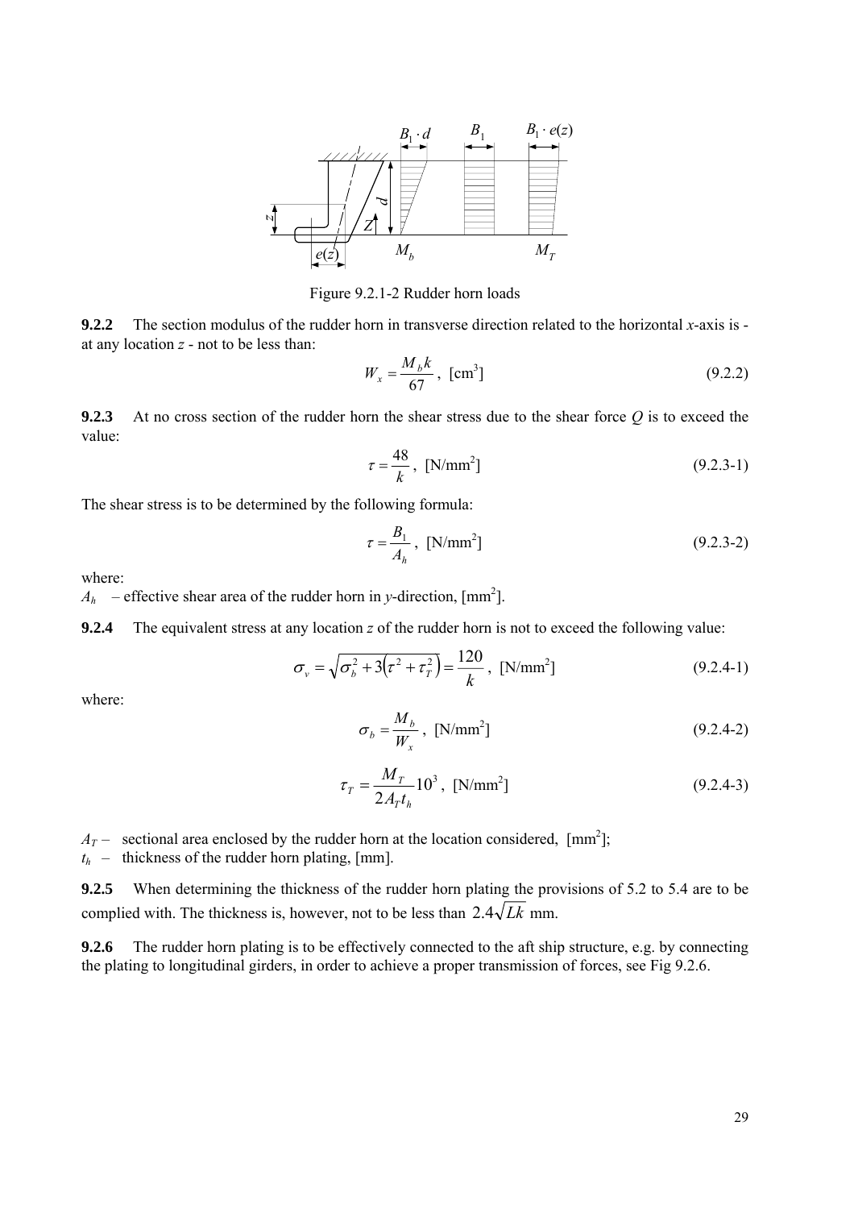Figure 9.2.1-2 Rudder horn loads

**9.2.2** The section modulus of the rudder horn in transverse direction related to the horizontal *x*-axis is - at any location *z* - not to be less than:

$$W_x = \frac{M_b k}{67}\ ,\ [\text{cm}^3] \tag{9.2.2}$$

**9.2.3** At no cross section of the rudder horn the shear stress due to the shear force *Q* is to exceed the value:

$$\tau = \frac{48}{k}\ ,\ [\text{N/mm}^2] \tag{9.2.3-1}$$

The shear stress is to be determined by the following formula:

$$\tau = \frac{B_1}{A_h}\ ,\ [\text{N/mm}^2] \tag{9.2.3-2}$$

where:

$A_h$ – effective shear area of the rudder horn in *y*-direction, [mm$^2$].

**9.2.4** The equivalent stress at any location *z* of the rudder horn is not to exceed the following value:

$$\sigma_v = \sqrt{\sigma_b^2 + 3\left(\tau^2 + \tau_T^2\right)} = \frac{120}{k}\ ,\ [\text{N/mm}^2] \tag{9.2.4-1}$$

where:

$$\sigma_b = \frac{M_b}{W_x}\ ,\ [\text{N/mm}^2] \tag{9.2.4-2}$$

$$\tau_T = \frac{M_T}{2A_T t_h}10^3\ ,\ [\text{N/mm}^2] \tag{9.2.4-3}$$

$A_T$ – sectional area enclosed by the rudder horn at the location considered, [mm$^2$];

$t_h$ – thickness of the rudder horn plating, [mm].

**9.2.5** When determining the thickness of the rudder horn plating the provisions of 5.2 to 5.4 are to be complied with. The thickness is, however, not to be less than $2.4\sqrt{Lk}$ mm.

**9.2.6** The rudder horn plating is to be effectively connected to the aft ship structure, e.g. by connecting the plating to longitudinal girders, in order to achieve a proper transmission of forces, see Fig 9.2.6.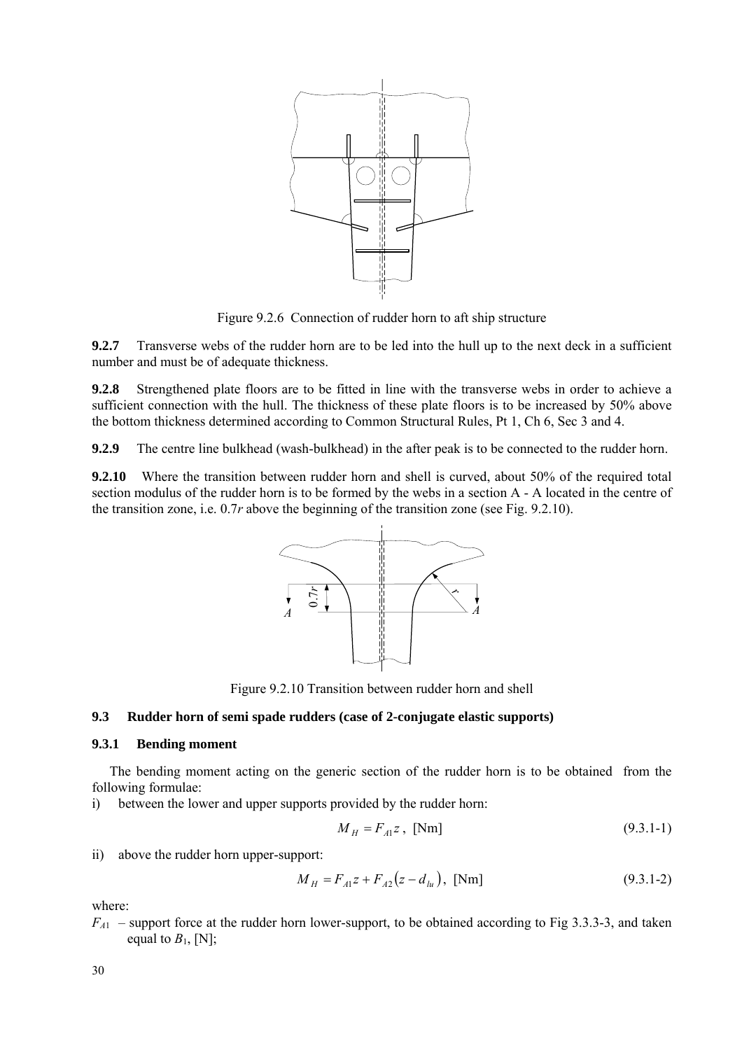Figure 9.2.6 Connection of rudder horn to aft ship structure

**9.2.7** Transverse webs of the rudder horn are to be led into the hull up to the next deck in a sufficient number and must be of adequate thickness.

**9.2.8** Strengthened plate floors are to be fitted in line with the transverse webs in order to achieve a sufficient connection with the hull. The thickness of these plate floors is to be increased by 50% above the bottom thickness determined according to Common Structural Rules, Pt 1, Ch 6, Sec 3 and 4.

**9.2.9** The centre line bulkhead (wash-bulkhead) in the after peak is to be connected to the rudder horn.

**9.2.10** Where the transition between rudder horn and shell is curved, about 50% of the required total section modulus of the rudder horn is to be formed by the webs in a section A - A located in the centre of the transition zone, i.e. $0.7r$ above the beginning of the transition zone (see Fig. 9.2.10).

Figure 9.2.10 Transition between rudder horn and shell

### 9.3 Rudder horn of semi spade rudders (case of 2-conjugate elastic supports)

#### 9.3.1 Bending moment

The bending moment acting on the generic section of the rudder horn is to be obtained from the following formulae:

i) between the lower and upper supports provided by the rudder horn:

$$M_H = F_{A1} z \,, \text{ [Nm]} \tag{9.3.1-1}$$

ii) above the rudder horn upper-support:

$$M_H = F_{A1} z + F_{A2}\left(z - d_{lu}\right), \text{ [Nm]} \tag{9.3.1-2}$$

where:

$F_{A1}$ – support force at the rudder horn lower-support, to be obtained according to Fig 3.3.3-3, and taken equal to $B_1$, [N];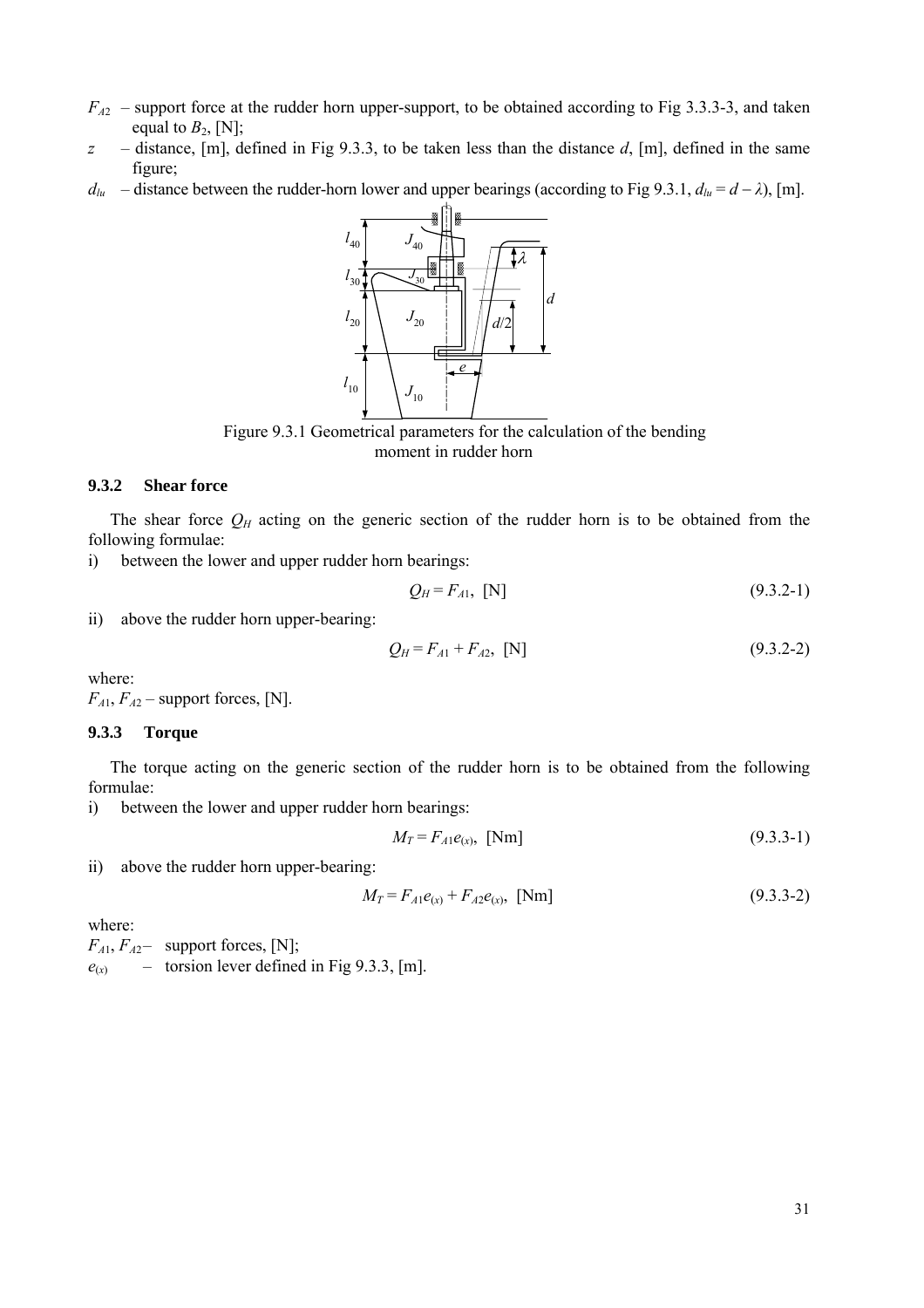$F_{A2}$ – support force at the rudder horn upper-support, to be obtained according to Fig 3.3.3-3, and taken equal to $B_2$, [N];

$z$ – distance, [m], defined in Fig 9.3.3, to be taken less than the distance $d$, [m], defined in the same figure;

$d_{lu}$ – distance between the rudder-horn lower and upper bearings (according to Fig 9.3.1, $d_{lu} = d - \lambda$), [m].

Figure 9.3.1 Geometrical parameters for the calculation of the bending moment in rudder horn

### 9.3.2 Shear force

The shear force $Q_H$ acting on the generic section of the rudder horn is to be obtained from the following formulae:

i) between the lower and upper rudder horn bearings:

$$Q_H = F_{A1}, \text{ [N]} \tag{9.3.2-1}$$

ii) above the rudder horn upper-bearing:

$$Q_H = F_{A1} + F_{A2}, \text{ [N]} \tag{9.3.2-2}$$

where:

$F_{A1}$, $F_{A2}$ – support forces, [N].

### 9.3.3 Torque

The torque acting on the generic section of the rudder horn is to be obtained from the following formulae:

i) between the lower and upper rudder horn bearings:

$$M_T = F_{A1}e_{(x)}, \text{ [Nm]} \tag{9.3.3-1}$$

ii) above the rudder horn upper-bearing:

$$M_T = F_{A1}e_{(x)} + F_{A2}e_{(x)}, \text{ [Nm]} \tag{9.3.3-2}$$

where:

$F_{A1}$, $F_{A2}$ – support forces, [N];

$e_{(x)}$ – torsion lever defined in Fig 9.3.3, [m].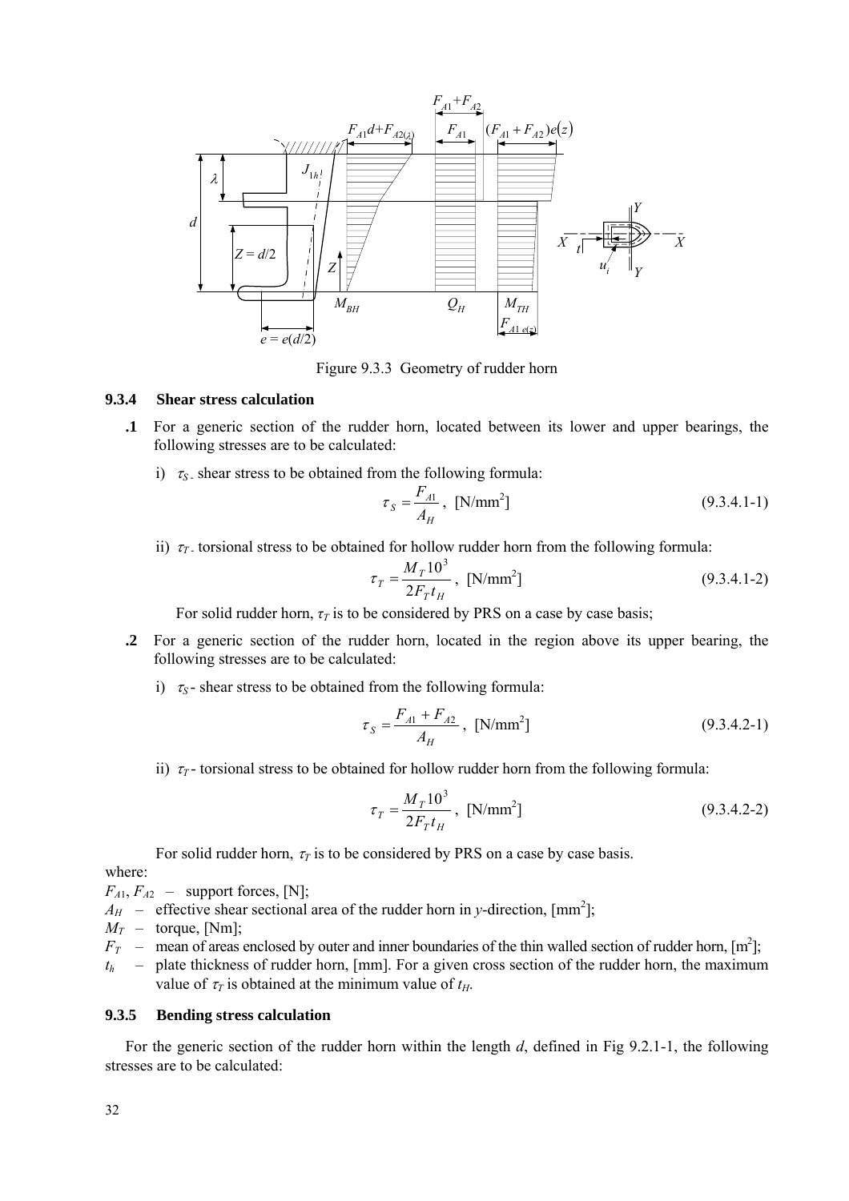Figure 9.3.3 Geometry of rudder horn

### 9.3.4 Shear stress calculation

**.1** For a generic section of the rudder horn, located between its lower and upper bearings, the following stresses are to be calculated:

i) $\tau_S$ - shear stress to be obtained from the following formula:

$$\tau_S = \frac{F_{A1}}{A_H}, \text{ [N/mm}^2\text{]} \qquad (9.3.4.1\text{-}1)$$

ii) $\tau_T$ - torsional stress to be obtained for hollow rudder horn from the following formula:

$$\tau_T = \frac{M_T 10^3}{2F_T t_H}, \text{ [N/mm}^2\text{]} \qquad (9.3.4.1\text{-}2)$$

For solid rudder horn, $\tau_T$ is to be considered by PRS on a case by case basis;

**.2** For a generic section of the rudder horn, located in the region above its upper bearing, the following stresses are to be calculated:

i) $\tau_S$ - shear stress to be obtained from the following formula:

$$\tau_S = \frac{F_{A1} + F_{A2}}{A_H}, \text{ [N/mm}^2\text{]} \qquad (9.3.4.2\text{-}1)$$

ii) $\tau_T$ - torsional stress to be obtained for hollow rudder horn from the following formula:

$$\tau_T = \frac{M_T 10^3}{2F_T t_H}, \text{ [N/mm}^2\text{]} \qquad (9.3.4.2\text{-}2)$$

For solid rudder horn, $\tau_T$ is to be considered by PRS on a case by case basis.

where:

$F_{A1}$, $F_{A2}$ – support forces, [N];

$A_H$ – effective shear sectional area of the rudder horn in $y$-direction, [mm$^2$];

$M_T$ – torque, [Nm];

$F_T$ – mean of areas enclosed by outer and inner boundaries of the thin walled section of rudder horn, [m$^2$];

$t_h$ – plate thickness of rudder horn, [mm]. For a given cross section of the rudder horn, the maximum value of $\tau_T$ is obtained at the minimum value of $t_H$.

### 9.3.5 Bending stress calculation

For the generic section of the rudder horn within the length $d$, defined in Fig 9.2.1-1, the following stresses are to be calculated: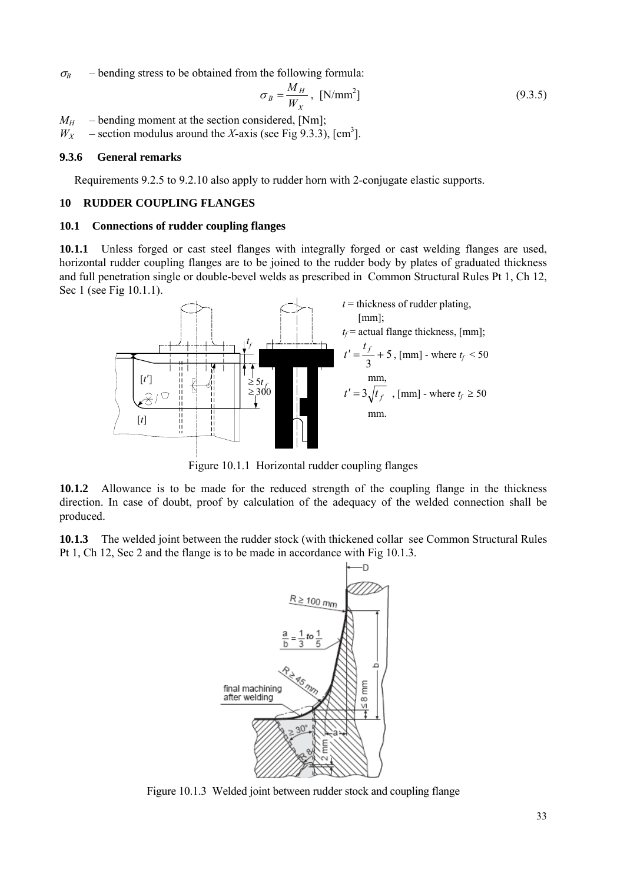$\sigma_B$ – bending stress to be obtained from the following formula:

$$\sigma_B = \frac{M_H}{W_X}, \text{ [N/mm}^2\text{]} \tag{9.3.5}$$

$M_H$ – bending moment at the section considered, [Nm];

$W_X$ – section modulus around the $X$-axis (see Fig 9.3.3), [cm$^3$].

### 9.3.6 General remarks

Requirements 9.2.5 to 9.2.10 also apply to rudder horn with 2-conjugate elastic supports.

## 10 RUDDER COUPLING FLANGES

### 10.1 Connections of rudder coupling flanges

**10.1.1** Unless forged or cast steel flanges with integrally forged or cast welding flanges are used, horizontal rudder coupling flanges are to be joined to the rudder body by plates of graduated thickness and full penetration single or double-bevel welds as prescribed in Common Structural Rules Pt 1, Ch 12, Sec 1 (see Fig 10.1.1).

$t_f$

[$t'$]

$\geq 5t_f$
$\geq 300$

[$t$]

$t$ = thickness of rudder plating, [mm];

$t_f$ = actual flange thickness, [mm];

$t' = \frac{t_f}{3} + 5$, [mm] - where $t_f$ < 50 mm,

$t' = 3\sqrt{t_f}$, [mm] - where $t_f$ ≥ 50 mm.

Figure 10.1.1 Horizontal rudder coupling flanges

**10.1.2** Allowance is to be made for the reduced strength of the coupling flange in the thickness direction. In case of doubt, proof by calculation of the adequacy of the welded connection shall be produced.

**10.1.3** The welded joint between the rudder stock (with thickened collar see Common Structural Rules Pt 1, Ch 12, Sec 2 and the flange is to be made in accordance with Fig 10.1.3.

D

R ≥ 100 mm

$\frac{a}{b} = \frac{1}{3}$ to $\frac{1}{5}$

b

R ≥ 45 mm

final machining after welding

≤ 8 mm

≥ 30°

a

R 8

2 mm

Figure 10.1.3 Welded joint between rudder stock and coupling flange